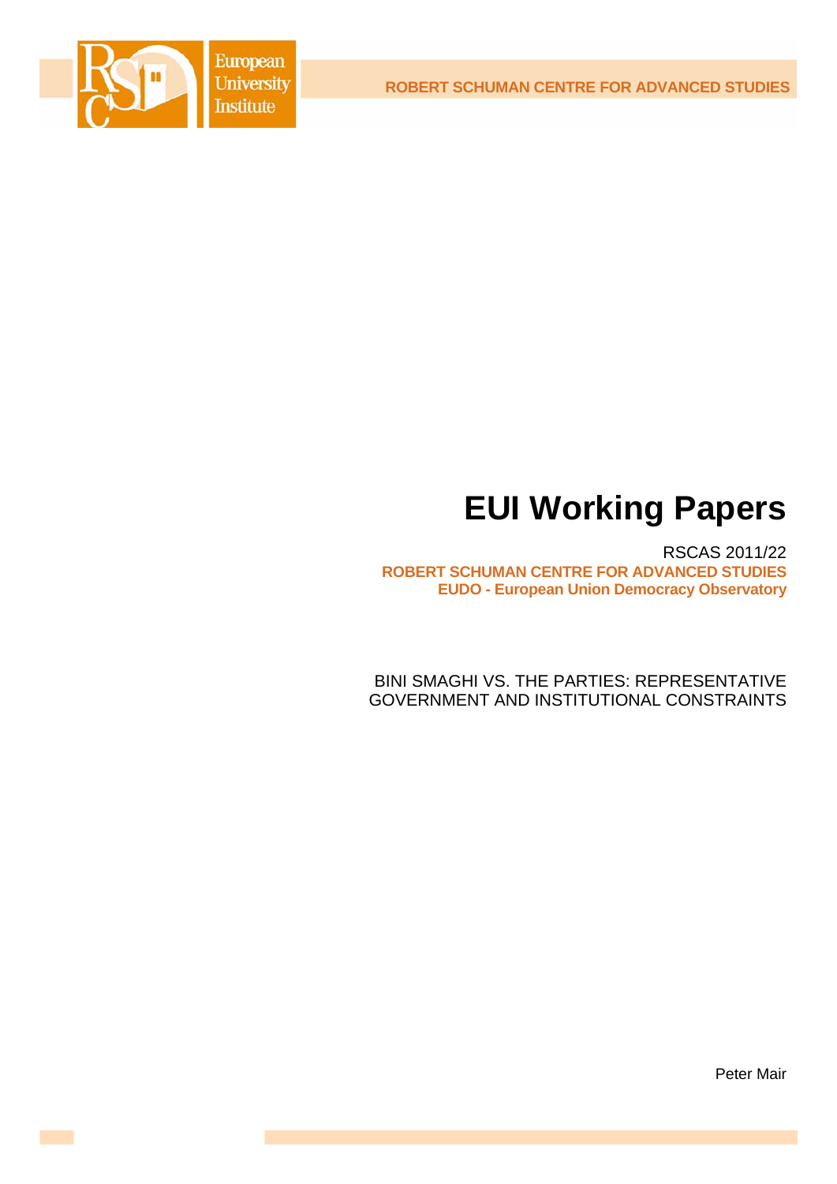European University Institute

ROBERT SCHUMAN CENTRE FOR ADVANCED STUDIES

# EUI Working Papers

RSCAS 2011/22

**ROBERT SCHUMAN CENTRE FOR ADVANCED STUDIES**
**EUDO - European Union Democracy Observatory**

BINI SMAGHI VS. THE PARTIES: REPRESENTATIVE GOVERNMENT AND INSTITUTIONAL CONSTRAINTS

Peter Mair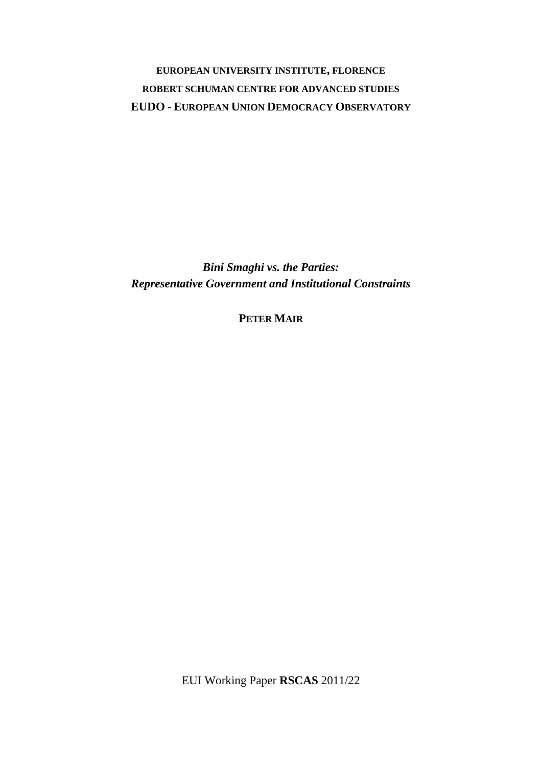**EUROPEAN UNIVERSITY INSTITUTE, FLORENCE**

**ROBERT SCHUMAN CENTRE FOR ADVANCED STUDIES**

**EUDO - EUROPEAN UNION DEMOCRACY OBSERVATORY**

# *Bini Smaghi vs. the Parties: Representative Government and Institutional Constraints*

**PETER MAIR**

EUI Working Paper **RSCAS** 2011/22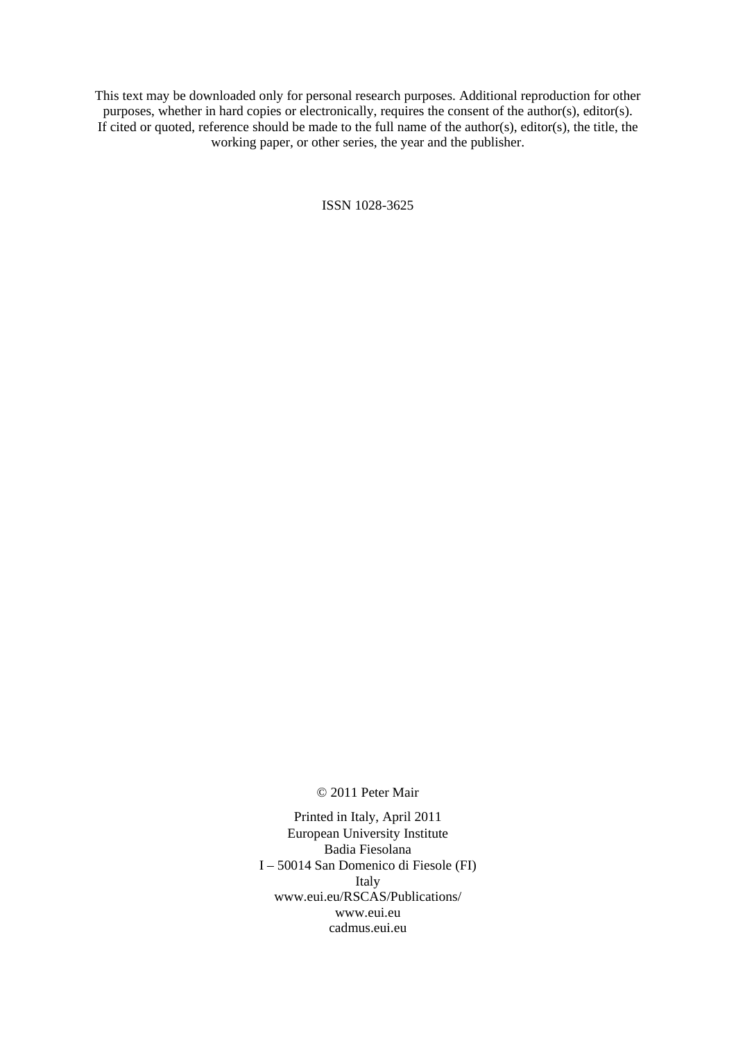This text may be downloaded only for personal research purposes. Additional reproduction for other purposes, whether in hard copies or electronically, requires the consent of the author(s), editor(s). If cited or quoted, reference should be made to the full name of the author(s), editor(s), the title, the working paper, or other series, the year and the publisher.

ISSN 1028-3625

© 2011 Peter Mair

Printed in Italy, April 2011
European University Institute
Badia Fiesolana
I – 50014 San Domenico di Fiesole (FI)
Italy
www.eui.eu/RSCAS/Publications/
www.eui.eu
cadmus.eui.eu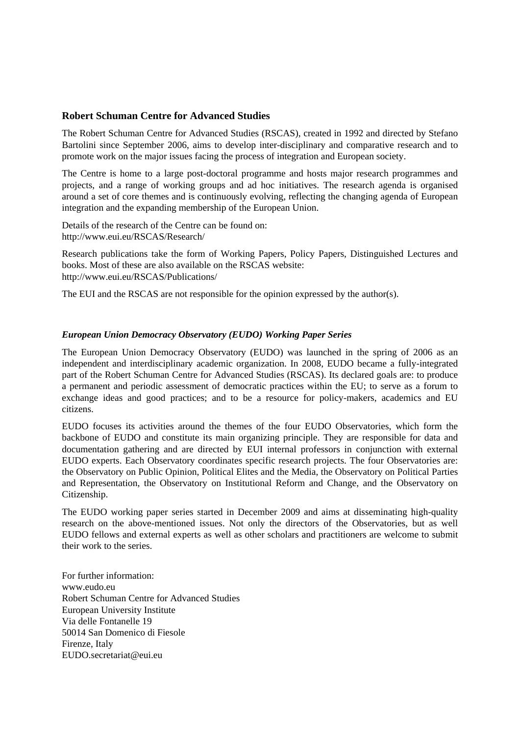### Robert Schuman Centre for Advanced Studies

The Robert Schuman Centre for Advanced Studies (RSCAS), created in 1992 and directed by Stefano Bartolini since September 2006, aims to develop inter-disciplinary and comparative research and to promote work on the major issues facing the process of integration and European society.

The Centre is home to a large post-doctoral programme and hosts major research programmes and projects, and a range of working groups and ad hoc initiatives. The research agenda is organised around a set of core themes and is continuously evolving, reflecting the changing agenda of European integration and the expanding membership of the European Union.

Details of the research of the Centre can be found on:
http://www.eui.eu/RSCAS/Research/

Research publications take the form of Working Papers, Policy Papers, Distinguished Lectures and books. Most of these are also available on the RSCAS website:
http://www.eui.eu/RSCAS/Publications/

The EUI and the RSCAS are not responsible for the opinion expressed by the author(s).

### *European Union Democracy Observatory (EUDO) Working Paper Series*

The European Union Democracy Observatory (EUDO) was launched in the spring of 2006 as an independent and interdisciplinary academic organization. In 2008, EUDO became a fully-integrated part of the Robert Schuman Centre for Advanced Studies (RSCAS). Its declared goals are: to produce a permanent and periodic assessment of democratic practices within the EU; to serve as a forum to exchange ideas and good practices; and to be a resource for policy-makers, academics and EU citizens.

EUDO focuses its activities around the themes of the four EUDO Observatories, which form the backbone of EUDO and constitute its main organizing principle. They are responsible for data and documentation gathering and are directed by EUI internal professors in conjunction with external EUDO experts. Each Observatory coordinates specific research projects. The four Observatories are: the Observatory on Public Opinion, Political Elites and the Media, the Observatory on Political Parties and Representation, the Observatory on Institutional Reform and Change, and the Observatory on Citizenship.

The EUDO working paper series started in December 2009 and aims at disseminating high-quality research on the above-mentioned issues. Not only the directors of the Observatories, but as well EUDO fellows and external experts as well as other scholars and practitioners are welcome to submit their work to the series.

For further information:
www.eudo.eu
Robert Schuman Centre for Advanced Studies
European University Institute
Via delle Fontanelle 19
50014 San Domenico di Fiesole
Firenze, Italy
EUDO.secretariat@eui.eu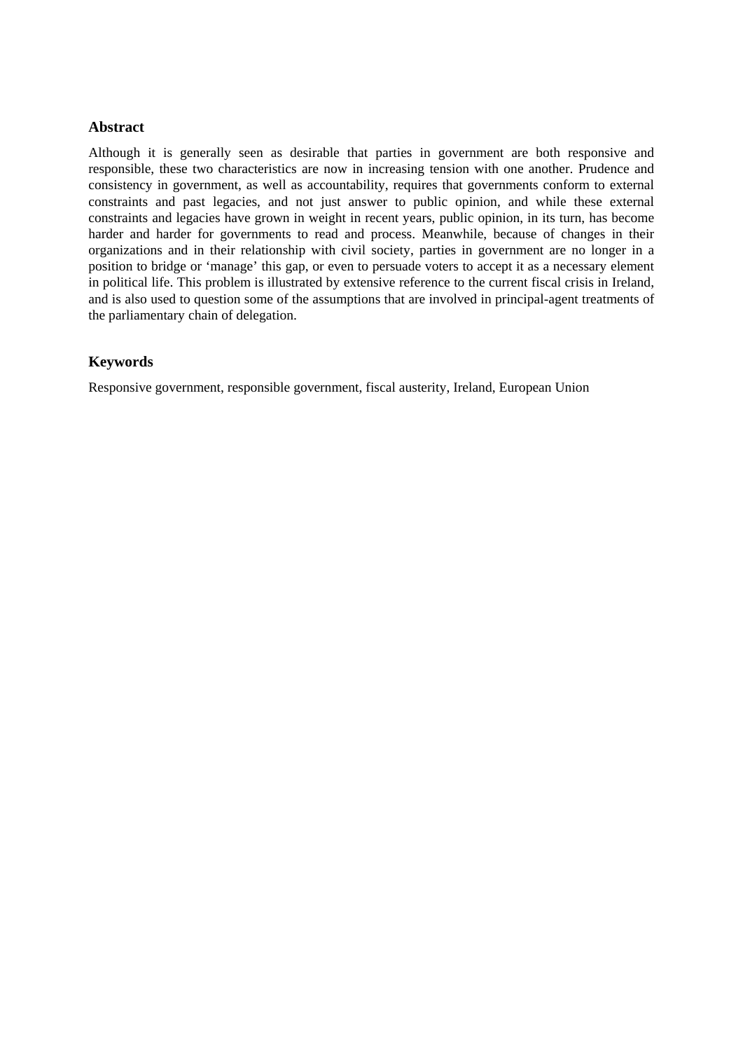### Abstract

Although it is generally seen as desirable that parties in government are both responsive and responsible, these two characteristics are now in increasing tension with one another. Prudence and consistency in government, as well as accountability, requires that governments conform to external constraints and past legacies, and not just answer to public opinion, and while these external constraints and legacies have grown in weight in recent years, public opinion, in its turn, has become harder and harder for governments to read and process. Meanwhile, because of changes in their organizations and in their relationship with civil society, parties in government are no longer in a position to bridge or 'manage' this gap, or even to persuade voters to accept it as a necessary element in political life. This problem is illustrated by extensive reference to the current fiscal crisis in Ireland, and is also used to question some of the assumptions that are involved in principal-agent treatments of the parliamentary chain of delegation.

### Keywords

Responsive government, responsible government, fiscal austerity, Ireland, European Union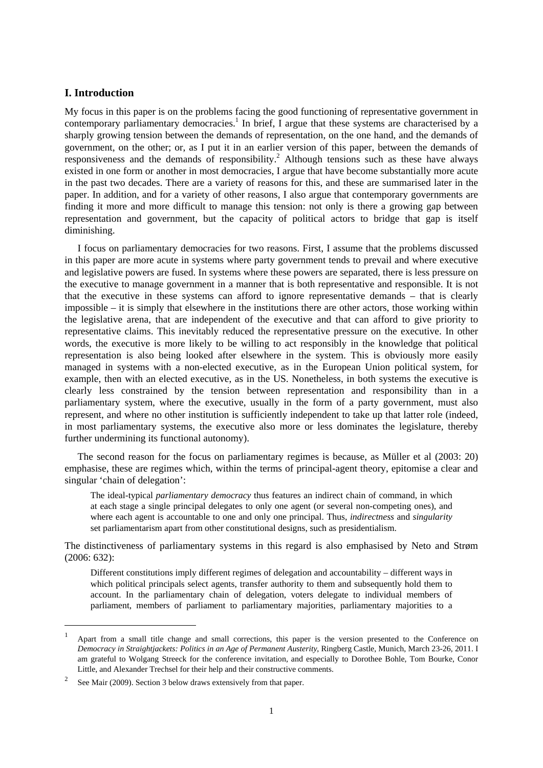## I. Introduction

My focus in this paper is on the problems facing the good functioning of representative government in contemporary parliamentary democracies.[1] In brief, I argue that these systems are characterised by a sharply growing tension between the demands of representation, on the one hand, and the demands of government, on the other; or, as I put it in an earlier version of this paper, between the demands of responsiveness and the demands of responsibility.[2] Although tensions such as these have always existed in one form or another in most democracies, I argue that have become substantially more acute in the past two decades. There are a variety of reasons for this, and these are summarised later in the paper. In addition, and for a variety of other reasons, I also argue that contemporary governments are finding it more and more difficult to manage this tension: not only is there a growing gap between representation and government, but the capacity of political actors to bridge that gap is itself diminishing.

I focus on parliamentary democracies for two reasons. First, I assume that the problems discussed in this paper are more acute in systems where party government tends to prevail and where executive and legislative powers are fused. In systems where these powers are separated, there is less pressure on the executive to manage government in a manner that is both representative and responsible. It is not that the executive in these systems can afford to ignore representative demands – that is clearly impossible – it is simply that elsewhere in the institutions there are other actors, those working within the legislative arena, that are independent of the executive and that can afford to give priority to representative claims. This inevitably reduced the representative pressure on the executive. In other words, the executive is more likely to be willing to act responsibly in the knowledge that political representation is also being looked after elsewhere in the system. This is obviously more easily managed in systems with a non-elected executive, as in the European Union political system, for example, then with an elected executive, as in the US. Nonetheless, in both systems the executive is clearly less constrained by the tension between representation and responsibility than in a parliamentary system, where the executive, usually in the form of a party government, must also represent, and where no other institution is sufficiently independent to take up that latter role (indeed, in most parliamentary systems, the executive also more or less dominates the legislature, thereby further undermining its functional autonomy).

The second reason for the focus on parliamentary regimes is because, as Müller et al (2003: 20) emphasise, these are regimes which, within the terms of principal-agent theory, epitomise a clear and singular 'chain of delegation':

> The ideal-typical *parliamentary democracy* thus features an indirect chain of command, in which at each stage a single principal delegates to only one agent (or several non-competing ones), and where each agent is accountable to one and only one principal. Thus, *indirectness* and *singularity* set parliamentarism apart from other constitutional designs, such as presidentialism.

The distinctiveness of parliamentary systems in this regard is also emphasised by Neto and Strøm (2006: 632):

> Different constitutions imply different regimes of delegation and accountability – different ways in which political principals select agents, transfer authority to them and subsequently hold them to account. In the parliamentary chain of delegation, voters delegate to individual members of parliament, members of parliament to parliamentary majorities, parliamentary majorities to a

---

[1] Apart from a small title change and small corrections, this paper is the version presented to the Conference on *Democracy in Straightjackets: Politics in an Age of Permanent Austerity*, Ringberg Castle, Munich, March 23-26, 2011. I am grateful to Wolfgang Streeck for the conference invitation, and especially to Dorothee Bohle, Tom Bourke, Conor Little, and Alexander Trechsel for their help and their constructive comments.

[2] See Mair (2009). Section 3 below draws extensively from that paper.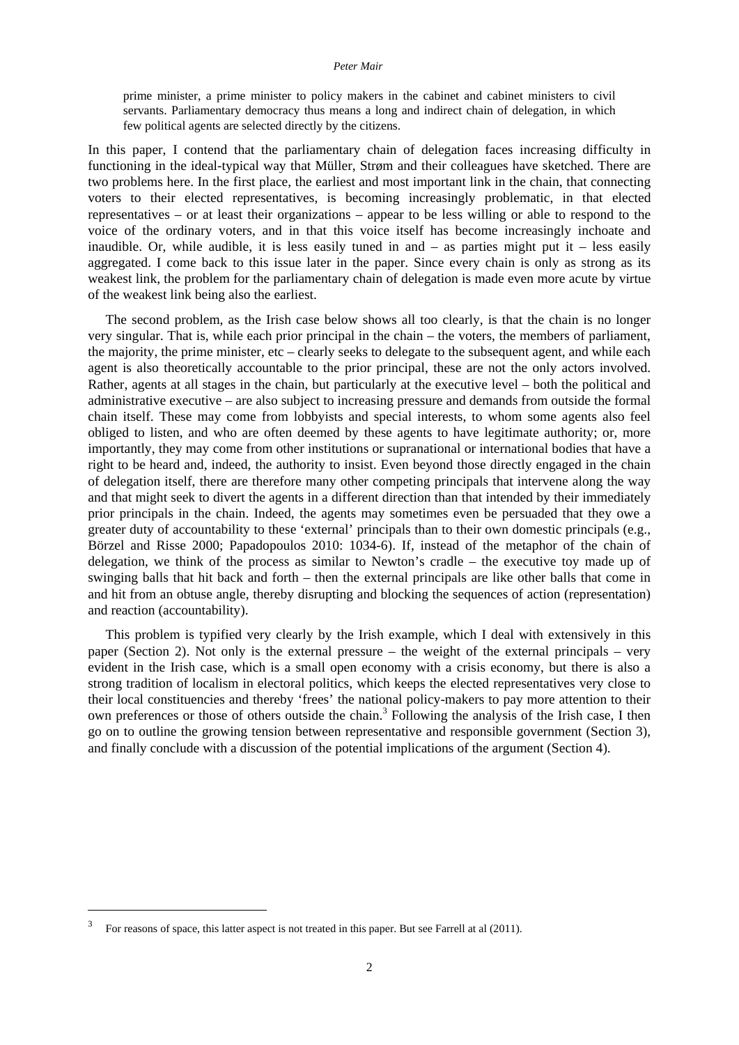prime minister, a prime minister to policy makers in the cabinet and cabinet ministers to civil servants. Parliamentary democracy thus means a long and indirect chain of delegation, in which few political agents are selected directly by the citizens.

In this paper, I contend that the parliamentary chain of delegation faces increasing difficulty in functioning in the ideal-typical way that Müller, Strøm and their colleagues have sketched. There are two problems here. In the first place, the earliest and most important link in the chain, that connecting voters to their elected representatives, is becoming increasingly problematic, in that elected representatives – or at least their organizations – appear to be less willing or able to respond to the voice of the ordinary voters, and in that this voice itself has become increasingly inchoate and inaudible. Or, while audible, it is less easily tuned in and – as parties might put it – less easily aggregated. I come back to this issue later in the paper. Since every chain is only as strong as its weakest link, the problem for the parliamentary chain of delegation is made even more acute by virtue of the weakest link being also the earliest.

The second problem, as the Irish case below shows all too clearly, is that the chain is no longer very singular. That is, while each prior principal in the chain – the voters, the members of parliament, the majority, the prime minister, etc – clearly seeks to delegate to the subsequent agent, and while each agent is also theoretically accountable to the prior principal, these are not the only actors involved. Rather, agents at all stages in the chain, but particularly at the executive level – both the political and administrative executive – are also subject to increasing pressure and demands from outside the formal chain itself. These may come from lobbyists and special interests, to whom some agents also feel obliged to listen, and who are often deemed by these agents to have legitimate authority; or, more importantly, they may come from other institutions or supranational or international bodies that have a right to be heard and, indeed, the authority to insist. Even beyond those directly engaged in the chain of delegation itself, there are therefore many other competing principals that intervene along the way and that might seek to divert the agents in a different direction than that intended by their immediately prior principals in the chain. Indeed, the agents may sometimes even be persuaded that they owe a greater duty of accountability to these 'external' principals than to their own domestic principals (e.g., Börzel and Risse 2000; Papadopoulos 2010: 1034-6). If, instead of the metaphor of the chain of delegation, we think of the process as similar to Newton's cradle – the executive toy made up of swinging balls that hit back and forth – then the external principals are like other balls that come in and hit from an obtuse angle, thereby disrupting and blocking the sequences of action (representation) and reaction (accountability).

This problem is typified very clearly by the Irish example, which I deal with extensively in this paper (Section 2). Not only is the external pressure – the weight of the external principals – very evident in the Irish case, which is a small open economy with a crisis economy, but there is also a strong tradition of localism in electoral politics, which keeps the elected representatives very close to their local constituencies and thereby 'frees' the national policy-makers to pay more attention to their own preferences or those of others outside the chain.[3] Following the analysis of the Irish case, I then go on to outline the growing tension between representative and responsible government (Section 3), and finally conclude with a discussion of the potential implications of the argument (Section 4).

[3] For reasons of space, this latter aspect is not treated in this paper. But see Farrell at al (2011).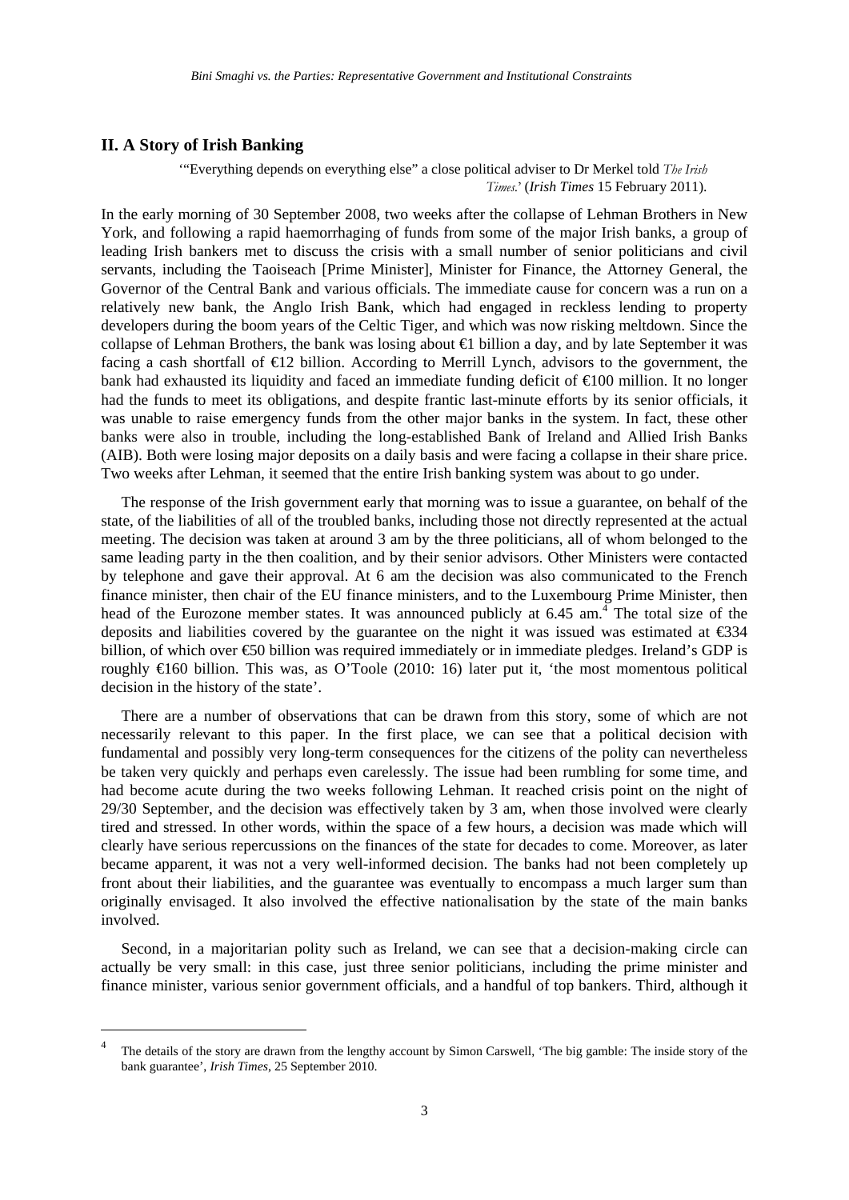## II. A Story of Irish Banking

'"Everything depends on everything else" a close political adviser to Dr Merkel told *The Irish Times*.' (*Irish Times* 15 February 2011).

In the early morning of 30 September 2008, two weeks after the collapse of Lehman Brothers in New York, and following a rapid haemorrhaging of funds from some of the major Irish banks, a group of leading Irish bankers met to discuss the crisis with a small number of senior politicians and civil servants, including the Taoiseach [Prime Minister], Minister for Finance, the Attorney General, the Governor of the Central Bank and various officials. The immediate cause for concern was a run on a relatively new bank, the Anglo Irish Bank, which had engaged in reckless lending to property developers during the boom years of the Celtic Tiger, and which was now risking meltdown. Since the collapse of Lehman Brothers, the bank was losing about €1 billion a day, and by late September it was facing a cash shortfall of €12 billion. According to Merrill Lynch, advisors to the government, the bank had exhausted its liquidity and faced an immediate funding deficit of €100 million. It no longer had the funds to meet its obligations, and despite frantic last-minute efforts by its senior officials, it was unable to raise emergency funds from the other major banks in the system. In fact, these other banks were also in trouble, including the long-established Bank of Ireland and Allied Irish Banks (AIB). Both were losing major deposits on a daily basis and were facing a collapse in their share price. Two weeks after Lehman, it seemed that the entire Irish banking system was about to go under.

The response of the Irish government early that morning was to issue a guarantee, on behalf of the state, of the liabilities of all of the troubled banks, including those not directly represented at the actual meeting. The decision was taken at around 3 am by the three politicians, all of whom belonged to the same leading party in the then coalition, and by their senior advisors. Other Ministers were contacted by telephone and gave their approval. At 6 am the decision was also communicated to the French finance minister, then chair of the EU finance ministers, and to the Luxembourg Prime Minister, then head of the Eurozone member states. It was announced publicly at 6.45 am.[4] The total size of the deposits and liabilities covered by the guarantee on the night it was issued was estimated at €334 billion, of which over €50 billion was required immediately or in immediate pledges. Ireland's GDP is roughly €160 billion. This was, as O'Toole (2010: 16) later put it, 'the most momentous political decision in the history of the state'.

There are a number of observations that can be drawn from this story, some of which are not necessarily relevant to this paper. In the first place, we can see that a political decision with fundamental and possibly very long-term consequences for the citizens of the polity can nevertheless be taken very quickly and perhaps even carelessly. The issue had been rumbling for some time, and had become acute during the two weeks following Lehman. It reached crisis point on the night of 29/30 September, and the decision was effectively taken by 3 am, when those involved were clearly tired and stressed. In other words, within the space of a few hours, a decision was made which will clearly have serious repercussions on the finances of the state for decades to come. Moreover, as later became apparent, it was not a very well-informed decision. The banks had not been completely up front about their liabilities, and the guarantee was eventually to encompass a much larger sum than originally envisaged. It also involved the effective nationalisation by the state of the main banks involved.

Second, in a majoritarian polity such as Ireland, we can see that a decision-making circle can actually be very small: in this case, just three senior politicians, including the prime minister and finance minister, various senior government officials, and a handful of top bankers. Third, although it

---

[4] The details of the story are drawn from the lengthy account by Simon Carswell, 'The big gamble: The inside story of the bank guarantee', *Irish Times*, 25 September 2010.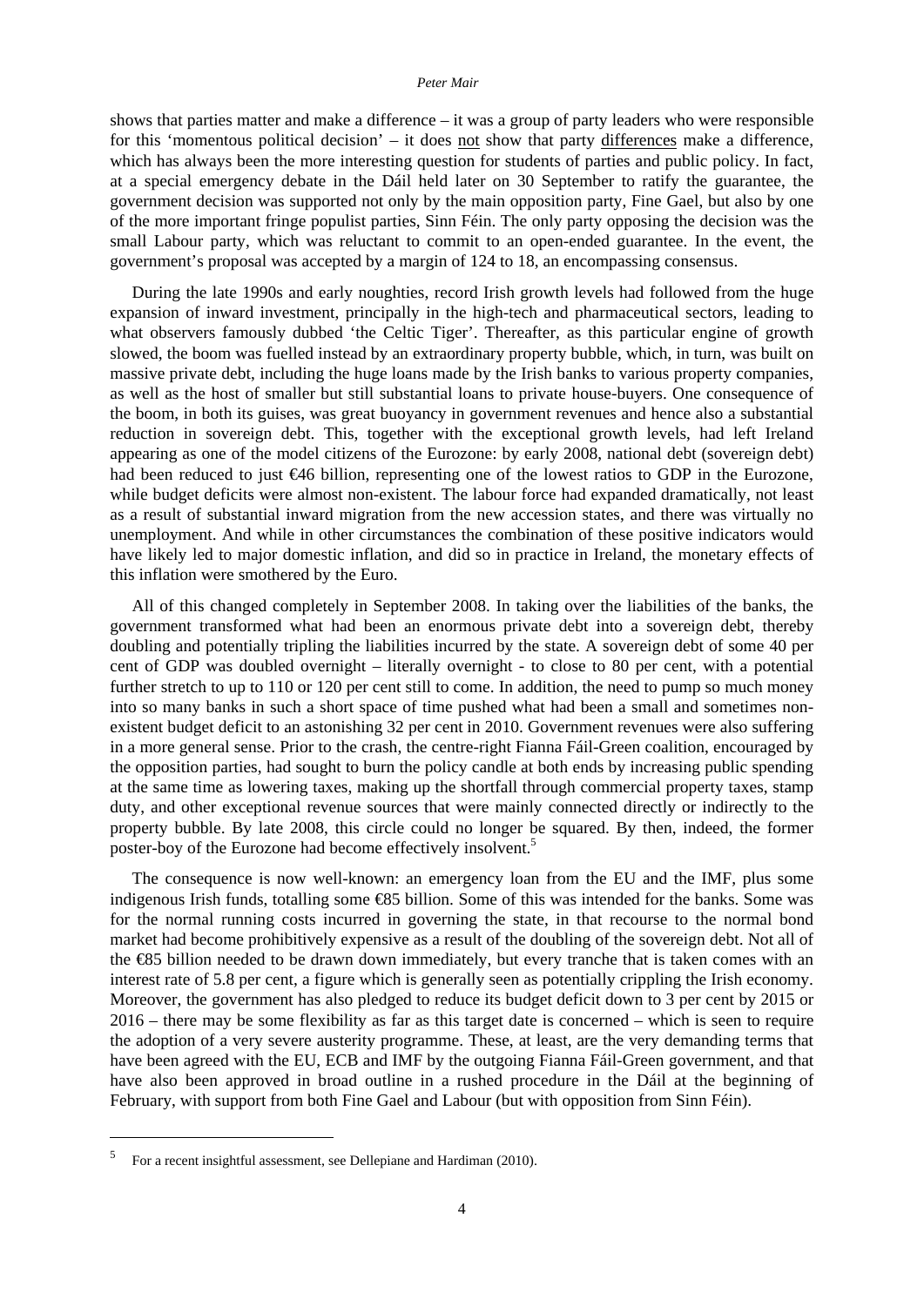shows that parties matter and make a difference – it was a group of party leaders who were responsible for this 'momentous political decision' – it does <u>not</u> show that party <u>differences</u> make a difference, which has always been the more interesting question for students of parties and public policy. In fact, at a special emergency debate in the Dáil held later on 30 September to ratify the guarantee, the government decision was supported not only by the main opposition party, Fine Gael, but also by one of the more important fringe populist parties, Sinn Féin. The only party opposing the decision was the small Labour party, which was reluctant to commit to an open-ended guarantee. In the event, the government's proposal was accepted by a margin of 124 to 18, an encompassing consensus.

During the late 1990s and early noughties, record Irish growth levels had followed from the huge expansion of inward investment, principally in the high-tech and pharmaceutical sectors, leading to what observers famously dubbed 'the Celtic Tiger'. Thereafter, as this particular engine of growth slowed, the boom was fuelled instead by an extraordinary property bubble, which, in turn, was built on massive private debt, including the huge loans made by the Irish banks to various property companies, as well as the host of smaller but still substantial loans to private house-buyers. One consequence of the boom, in both its guises, was great buoyancy in government revenues and hence also a substantial reduction in sovereign debt. This, together with the exceptional growth levels, had left Ireland appearing as one of the model citizens of the Eurozone: by early 2008, national debt (sovereign debt) had been reduced to just €46 billion, representing one of the lowest ratios to GDP in the Eurozone, while budget deficits were almost non-existent. The labour force had expanded dramatically, not least as a result of substantial inward migration from the new accession states, and there was virtually no unemployment. And while in other circumstances the combination of these positive indicators would have likely led to major domestic inflation, and did so in practice in Ireland, the monetary effects of this inflation were smothered by the Euro.

All of this changed completely in September 2008. In taking over the liabilities of the banks, the government transformed what had been an enormous private debt into a sovereign debt, thereby doubling and potentially tripling the liabilities incurred by the state. A sovereign debt of some 40 per cent of GDP was doubled overnight – literally overnight - to close to 80 per cent, with a potential further stretch to up to 110 or 120 per cent still to come. In addition, the need to pump so much money into so many banks in such a short space of time pushed what had been a small and sometimes non-existent budget deficit to an astonishing 32 per cent in 2010. Government revenues were also suffering in a more general sense. Prior to the crash, the centre-right Fianna Fáil-Green coalition, encouraged by the opposition parties, had sought to burn the policy candle at both ends by increasing public spending at the same time as lowering taxes, making up the shortfall through commercial property taxes, stamp duty, and other exceptional revenue sources that were mainly connected directly or indirectly to the property bubble. By late 2008, this circle could no longer be squared. By then, indeed, the former poster-boy of the Eurozone had become effectively insolvent.[5]

The consequence is now well-known: an emergency loan from the EU and the IMF, plus some indigenous Irish funds, totalling some €85 billion. Some of this was intended for the banks. Some was for the normal running costs incurred in governing the state, in that recourse to the normal bond market had become prohibitively expensive as a result of the doubling of the sovereign debt. Not all of the €85 billion needed to be drawn down immediately, but every tranche that is taken comes with an interest rate of 5.8 per cent, a figure which is generally seen as potentially crippling the Irish economy. Moreover, the government has also pledged to reduce its budget deficit down to 3 per cent by 2015 or 2016 – there may be some flexibility as far as this target date is concerned – which is seen to require the adoption of a very severe austerity programme. These, at least, are the very demanding terms that have been agreed with the EU, ECB and IMF by the outgoing Fianna Fáil-Green government, and that have also been approved in broad outline in a rushed procedure in the Dáil at the beginning of February, with support from both Fine Gael and Labour (but with opposition from Sinn Féin).

[5] For a recent insightful assessment, see Dellepiane and Hardiman (2010).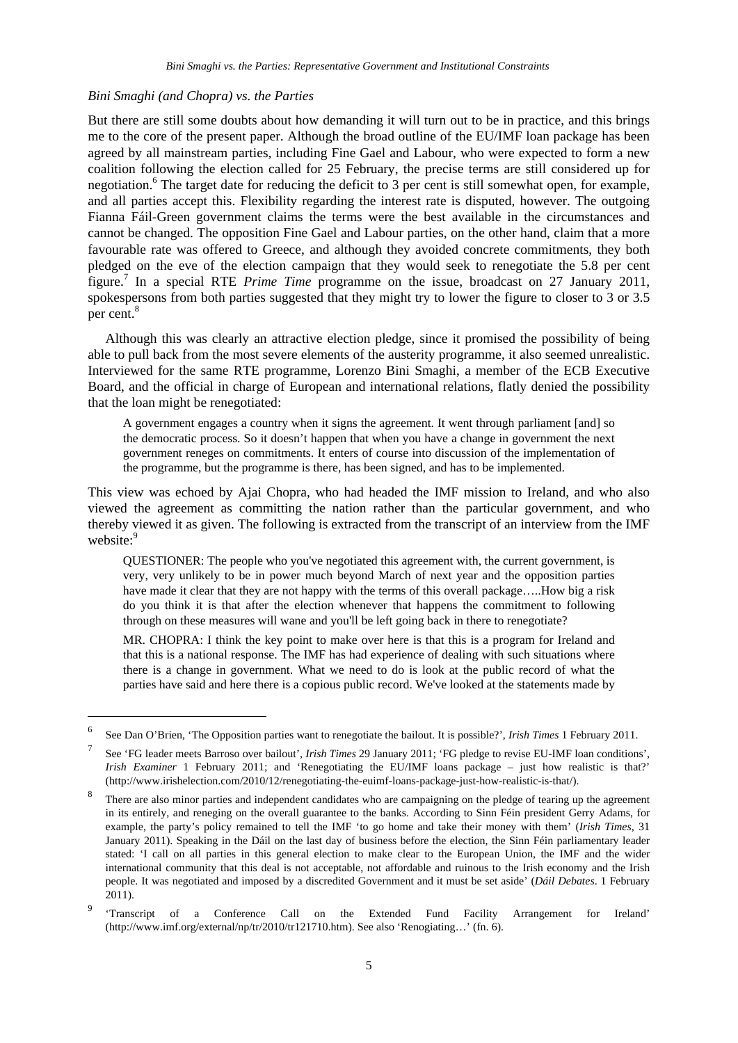### *Bini Smaghi (and Chopra) vs. the Parties*

But there are still some doubts about how demanding it will turn out to be in practice, and this brings me to the core of the present paper. Although the broad outline of the EU/IMF loan package has been agreed by all mainstream parties, including Fine Gael and Labour, who were expected to form a new coalition following the election called for 25 February, the precise terms are still considered up for negotiation.[6] The target date for reducing the deficit to 3 per cent is still somewhat open, for example, and all parties accept this. Flexibility regarding the interest rate is disputed, however. The outgoing Fianna Fáil-Green government claims the terms were the best available in the circumstances and cannot be changed. The opposition Fine Gael and Labour parties, on the other hand, claim that a more favourable rate was offered to Greece, and although they avoided concrete commitments, they both pledged on the eve of the election campaign that they would seek to renegotiate the 5.8 per cent figure.[7] In a special RTE *Prime Time* programme on the issue, broadcast on 27 January 2011, spokespersons from both parties suggested that they might try to lower the figure to closer to 3 or 3.5 per cent.[8]

Although this was clearly an attractive election pledge, since it promised the possibility of being able to pull back from the most severe elements of the austerity programme, it also seemed unrealistic. Interviewed for the same RTE programme, Lorenzo Bini Smaghi, a member of the ECB Executive Board, and the official in charge of European and international relations, flatly denied the possibility that the loan might be renegotiated:

> A government engages a country when it signs the agreement. It went through parliament [and] so the democratic process. So it doesn't happen that when you have a change in government the next government reneges on commitments. It enters of course into discussion of the implementation of the programme, but the programme is there, has been signed, and has to be implemented.

This view was echoed by Ajai Chopra, who had headed the IMF mission to Ireland, and who also viewed the agreement as committing the nation rather than the particular government, and who thereby viewed it as given. The following is extracted from the transcript of an interview from the IMF website:[9]

> QUESTIONER: The people who you've negotiated this agreement with, the current government, is very, very unlikely to be in power much beyond March of next year and the opposition parties have made it clear that they are not happy with the terms of this overall package…..How big a risk do you think it is that after the election whenever that happens the commitment to following through on these measures will wane and you'll be left going back in there to renegotiate?
>
> MR. CHOPRA: I think the key point to make over here is that this is a program for Ireland and that this is a national response. The IMF has had experience of dealing with such situations where there is a change in government. What we need to do is look at the public record of what the parties have said and here there is a copious public record. We've looked at the statements made by

---

[6] See Dan O'Brien, 'The Opposition parties want to renegotiate the bailout. It is possible?', *Irish Times* 1 February 2011.

[7] See 'FG leader meets Barroso over bailout', *Irish Times* 29 January 2011; 'FG pledge to revise EU-IMF loan conditions', *Irish Examiner* 1 February 2011; and 'Renegotiating the EU/IMF loans package – just how realistic is that?' (http://www.irishelection.com/2010/12/renegotiating-the-euimf-loans-package-just-how-realistic-is-that/).

[8] There are also minor parties and independent candidates who are campaigning on the pledge of tearing up the agreement in its entirely, and reneging on the overall guarantee to the banks. According to Sinn Féin president Gerry Adams, for example, the party's policy remained to tell the IMF 'to go home and take their money with them' (*Irish Times*, 31 January 2011). Speaking in the Dáil on the last day of business before the election, the Sinn Féin parliamentary leader stated: 'I call on all parties in this general election to make clear to the European Union, the IMF and the wider international community that this deal is not acceptable, not affordable and ruinous to the Irish economy and the Irish people. It was negotiated and imposed by a discredited Government and it must be set aside' (*Dáil Debates*. 1 February 2011).

[9] 'Transcript of a Conference Call on the Extended Fund Facility Arrangement for Ireland' (http://www.imf.org/external/np/tr/2010/tr121710.htm). See also 'Renogiating…' (fn. 6).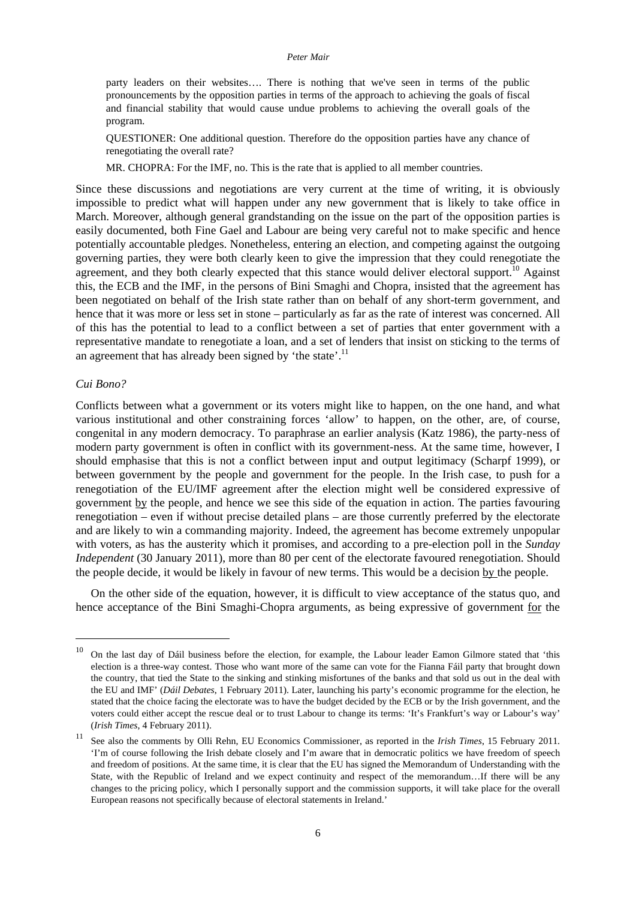party leaders on their websites…. There is nothing that we've seen in terms of the public pronouncements by the opposition parties in terms of the approach to achieving the goals of fiscal and financial stability that would cause undue problems to achieving the overall goals of the program.

> QUESTIONER: One additional question. Therefore do the opposition parties have any chance of renegotiating the overall rate?
>
> MR. CHOPRA: For the IMF, no. This is the rate that is applied to all member countries.

Since these discussions and negotiations are very current at the time of writing, it is obviously impossible to predict what will happen under any new government that is likely to take office in March. Moreover, although general grandstanding on the issue on the part of the opposition parties is easily documented, both Fine Gael and Labour are being very careful not to make specific and hence potentially accountable pledges. Nonetheless, entering an election, and competing against the outgoing governing parties, they were both clearly keen to give the impression that they could renegotiate the agreement, and they both clearly expected that this stance would deliver electoral support.[10] Against this, the ECB and the IMF, in the persons of Bini Smaghi and Chopra, insisted that the agreement has been negotiated on behalf of the Irish state rather than on behalf of any short-term government, and hence that it was more or less set in stone – particularly as far as the rate of interest was concerned. All of this has the potential to lead to a conflict between a set of parties that enter government with a representative mandate to renegotiate a loan, and a set of lenders that insist on sticking to the terms of an agreement that has already been signed by 'the state'.[11]

### *Cui Bono?*

Conflicts between what a government or its voters might like to happen, on the one hand, and what various institutional and other constraining forces 'allow' to happen, on the other, are, of course, congenital in any modern democracy. To paraphrase an earlier analysis (Katz 1986), the party-ness of modern party government is often in conflict with its government-ness. At the same time, however, I should emphasise that this is not a conflict between input and output legitimacy (Scharpf 1999), or between government by the people and government for the people. In the Irish case, to push for a renegotiation of the EU/IMF agreement after the election might well be considered expressive of government <u>by</u> the people, and hence we see this side of the equation in action. The parties favouring renegotiation – even if without precise detailed plans – are those currently preferred by the electorate and are likely to win a commanding majority. Indeed, the agreement has become extremely unpopular with voters, as has the austerity which it promises, and according to a pre-election poll in the *Sunday Independent* (30 January 2011), more than 80 per cent of the electorate favoured renegotiation. Should the people decide, it would be likely in favour of new terms. This would be a decision <u>by</u> the people.

On the other side of the equation, however, it is difficult to view acceptance of the status quo, and hence acceptance of the Bini Smaghi-Chopra arguments, as being expressive of government <u>for</u> the

---

[10] On the last day of Dáil business before the election, for example, the Labour leader Eamon Gilmore stated that 'this election is a three-way contest. Those who want more of the same can vote for the Fianna Fáil party that brought down the country, that tied the State to the sinking and stinking misfortunes of the banks and that sold us out in the deal with the EU and IMF' (*Dáil Debates*, 1 February 2011). Later, launching his party's economic programme for the election, he stated that the choice facing the electorate was to have the budget decided by the ECB or by the Irish government, and the voters could either accept the rescue deal or to trust Labour to change its terms: 'It's Frankfurt's way or Labour's way' (*Irish Times*, 4 February 2011).

[11] See also the comments by Olli Rehn, EU Economics Commissioner, as reported in the *Irish Times*, 15 February 2011. 'I'm of course following the Irish debate closely and I'm aware that in democratic politics we have freedom of speech and freedom of positions. At the same time, it is clear that the EU has signed the Memorandum of Understanding with the State, with the Republic of Ireland and we expect continuity and respect of the memorandum…If there will be any changes to the pricing policy, which I personally support and the commission supports, it will take place for the overall European reasons not specifically because of electoral statements in Ireland.'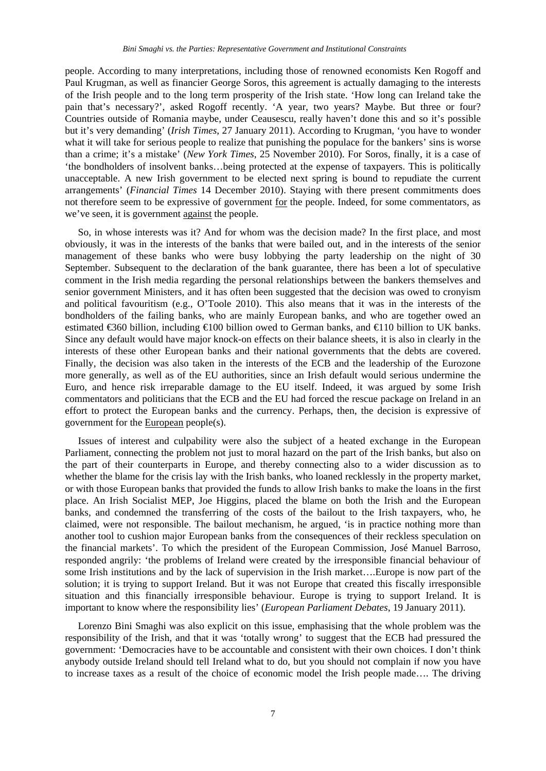people. According to many interpretations, including those of renowned economists Ken Rogoff and Paul Krugman, as well as financier George Soros, this agreement is actually damaging to the interests of the Irish people and to the long term prosperity of the Irish state. 'How long can Ireland take the pain that's necessary?', asked Rogoff recently. 'A year, two years? Maybe. But three or four? Countries outside of Romania maybe, under Ceausescu, really haven't done this and so it's possible but it's very demanding' (*Irish Times*, 27 January 2011). According to Krugman, 'you have to wonder what it will take for serious people to realize that punishing the populace for the bankers' sins is worse than a crime; it's a mistake' (*New York Times*, 25 November 2010). For Soros, finally, it is a case of 'the bondholders of insolvent banks…being protected at the expense of taxpayers. This is politically unacceptable. A new Irish government to be elected next spring is bound to repudiate the current arrangements' (*Financial Times* 14 December 2010). Staying with there present commitments does not therefore seem to be expressive of government <u>for</u> the people. Indeed, for some commentators, as we've seen, it is government <u>against</u> the people.

So, in whose interests was it? And for whom was the decision made? In the first place, and most obviously, it was in the interests of the banks that were bailed out, and in the interests of the senior management of these banks who were busy lobbying the party leadership on the night of 30 September. Subsequent to the declaration of the bank guarantee, there has been a lot of speculative comment in the Irish media regarding the personal relationships between the bankers themselves and senior government Ministers, and it has often been suggested that the decision was owed to cronyism and political favouritism (e.g., O'Toole 2010). This also means that it was in the interests of the bondholders of the failing banks, who are mainly European banks, and who are together owed an estimated €360 billion, including €100 billion owed to German banks, and €110 billion to UK banks. Since any default would have major knock-on effects on their balance sheets, it is also in clearly in the interests of these other European banks and their national governments that the debts are covered. Finally, the decision was also taken in the interests of the ECB and the leadership of the Eurozone more generally, as well as of the EU authorities, since an Irish default would serious undermine the Euro, and hence risk irreparable damage to the EU itself. Indeed, it was argued by some Irish commentators and politicians that the ECB and the EU had forced the rescue package on Ireland in an effort to protect the European banks and the currency. Perhaps, then, the decision is expressive of government for the <u>European</u> people(s).

Issues of interest and culpability were also the subject of a heated exchange in the European Parliament, connecting the problem not just to moral hazard on the part of the Irish banks, but also on the part of their counterparts in Europe, and thereby connecting also to a wider discussion as to whether the blame for the crisis lay with the Irish banks, who loaned recklessly in the property market, or with those European banks that provided the funds to allow Irish banks to make the loans in the first place. An Irish Socialist MEP, Joe Higgins, placed the blame on both the Irish and the European banks, and condemned the transferring of the costs of the bailout to the Irish taxpayers, who, he claimed, were not responsible. The bailout mechanism, he argued, 'is in practice nothing more than another tool to cushion major European banks from the consequences of their reckless speculation on the financial markets'. To which the president of the European Commission, José Manuel Barroso, responded angrily: 'the problems of Ireland were created by the irresponsible financial behaviour of some Irish institutions and by the lack of supervision in the Irish market….Europe is now part of the solution; it is trying to support Ireland. But it was not Europe that created this fiscally irresponsible situation and this financially irresponsible behaviour. Europe is trying to support Ireland. It is important to know where the responsibility lies' (*European Parliament Debates*, 19 January 2011).

Lorenzo Bini Smaghi was also explicit on this issue, emphasising that the whole problem was the responsibility of the Irish, and that it was 'totally wrong' to suggest that the ECB had pressured the government: 'Democracies have to be accountable and consistent with their own choices. I don't think anybody outside Ireland should tell Ireland what to do, but you should not complain if now you have to increase taxes as a result of the choice of economic model the Irish people made…. The driving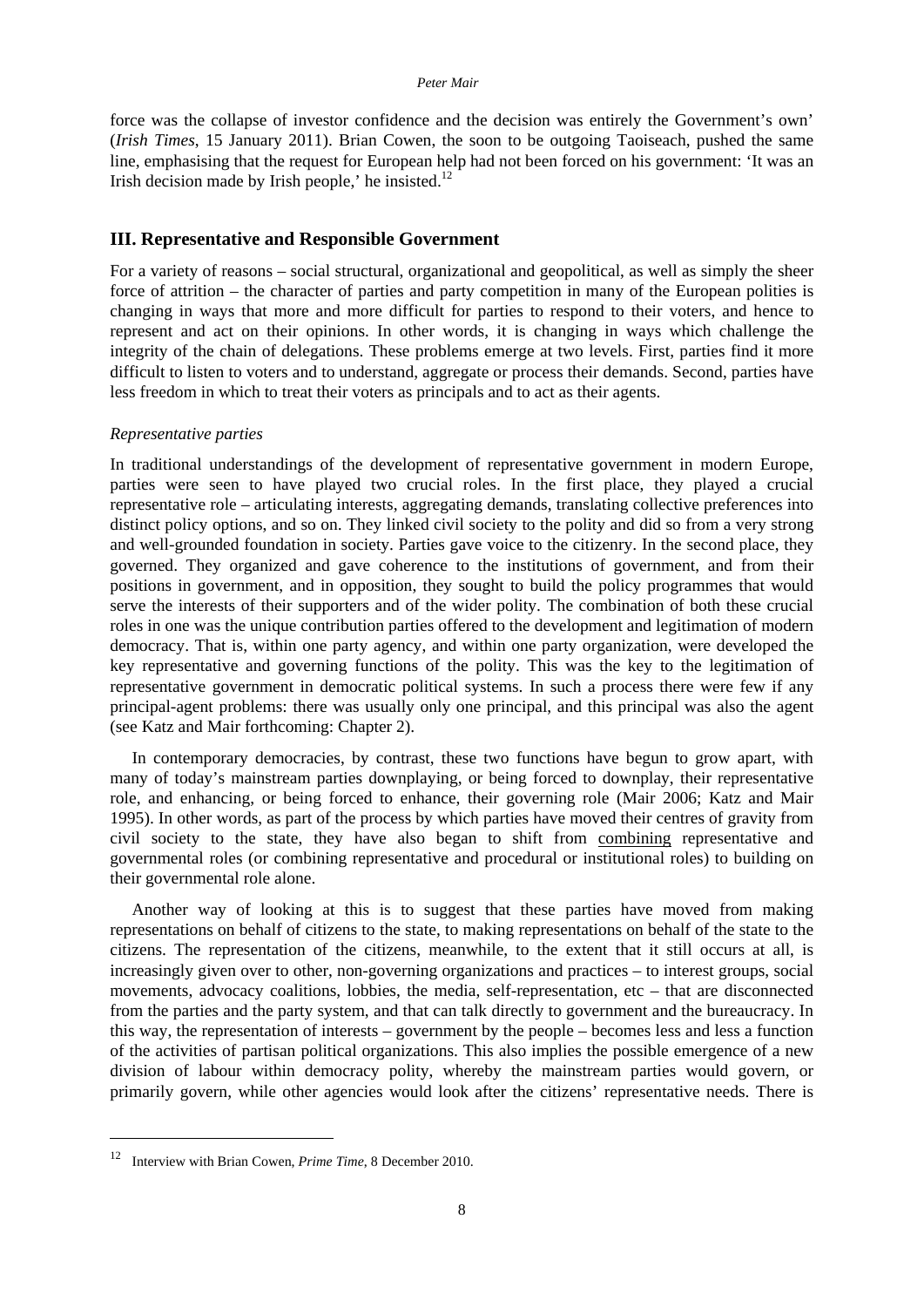force was the collapse of investor confidence and the decision was entirely the Government's own' (*Irish Times*, 15 January 2011). Brian Cowen, the soon to be outgoing Taoiseach, pushed the same line, emphasising that the request for European help had not been forced on his government: 'It was an Irish decision made by Irish people,' he insisted.[12]

## III. Representative and Responsible Government

For a variety of reasons – social structural, organizational and geopolitical, as well as simply the sheer force of attrition – the character of parties and party competition in many of the European polities is changing in ways that more and more difficult for parties to respond to their voters, and hence to represent and act on their opinions. In other words, it is changing in ways which challenge the integrity of the chain of delegations. These problems emerge at two levels. First, parties find it more difficult to listen to voters and to understand, aggregate or process their demands. Second, parties have less freedom in which to treat their voters as principals and to act as their agents.

*Representative parties*

In traditional understandings of the development of representative government in modern Europe, parties were seen to have played two crucial roles. In the first place, they played a crucial representative role – articulating interests, aggregating demands, translating collective preferences into distinct policy options, and so on. They linked civil society to the polity and did so from a very strong and well-grounded foundation in society. Parties gave voice to the citizenry. In the second place, they governed. They organized and gave coherence to the institutions of government, and from their positions in government, and in opposition, they sought to build the policy programmes that would serve the interests of their supporters and of the wider polity. The combination of both these crucial roles in one was the unique contribution parties offered to the development and legitimation of modern democracy. That is, within one party agency, and within one party organization, were developed the key representative and governing functions of the polity. This was the key to the legitimation of representative government in democratic political systems. In such a process there were few if any principal-agent problems: there was usually only one principal, and this principal was also the agent (see Katz and Mair forthcoming: Chapter 2).

In contemporary democracies, by contrast, these two functions have begun to grow apart, with many of today's mainstream parties downplaying, or being forced to downplay, their representative role, and enhancing, or being forced to enhance, their governing role (Mair 2006; Katz and Mair 1995). In other words, as part of the process by which parties have moved their centres of gravity from civil society to the state, they have also began to shift from <u>combining</u> representative and governmental roles (or combining representative and procedural or institutional roles) to building on their governmental role alone.

Another way of looking at this is to suggest that these parties have moved from making representations on behalf of citizens to the state, to making representations on behalf of the state to the citizens. The representation of the citizens, meanwhile, to the extent that it still occurs at all, is increasingly given over to other, non-governing organizations and practices – to interest groups, social movements, advocacy coalitions, lobbies, the media, self-representation, etc – that are disconnected from the parties and the party system, and that can talk directly to government and the bureaucracy. In this way, the representation of interests – government by the people – becomes less and less a function of the activities of partisan political organizations. This also implies the possible emergence of a new division of labour within democracy polity, whereby the mainstream parties would govern, or primarily govern, while other agencies would look after the citizens' representative needs. There is

[12] Interview with Brian Cowen, *Prime Time*, 8 December 2010.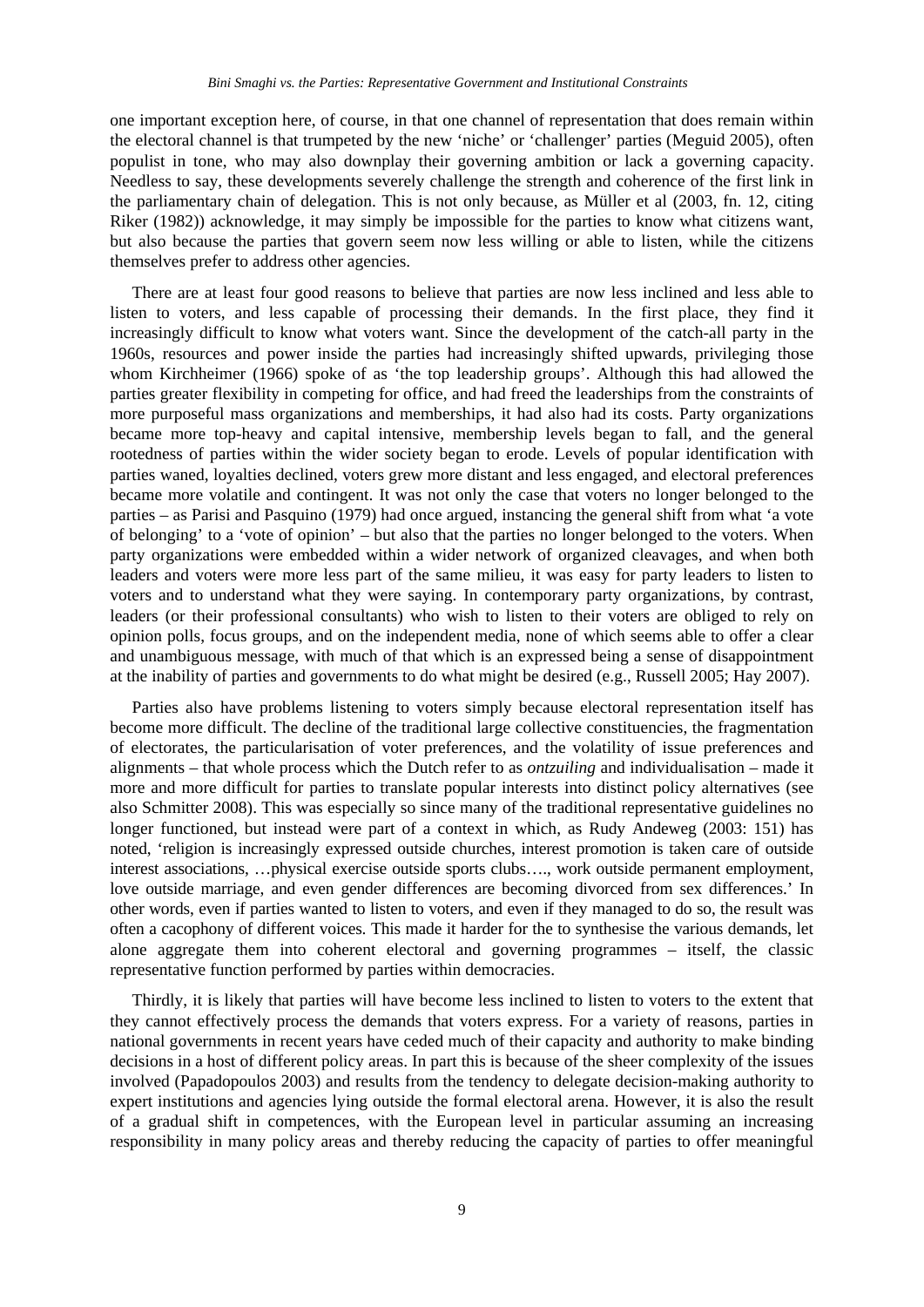one important exception here, of course, in that one channel of representation that does remain within the electoral channel is that trumpeted by the new 'niche' or 'challenger' parties (Meguid 2005), often populist in tone, who may also downplay their governing ambition or lack a governing capacity. Needless to say, these developments severely challenge the strength and coherence of the first link in the parliamentary chain of delegation. This is not only because, as Müller et al (2003, fn. 12, citing Riker (1982)) acknowledge, it may simply be impossible for the parties to know what citizens want, but also because the parties that govern seem now less willing or able to listen, while the citizens themselves prefer to address other agencies.

There are at least four good reasons to believe that parties are now less inclined and less able to listen to voters, and less capable of processing their demands. In the first place, they find it increasingly difficult to know what voters want. Since the development of the catch-all party in the 1960s, resources and power inside the parties had increasingly shifted upwards, privileging those whom Kirchheimer (1966) spoke of as 'the top leadership groups'. Although this had allowed the parties greater flexibility in competing for office, and had freed the leaderships from the constraints of more purposeful mass organizations and memberships, it had also had its costs. Party organizations became more top-heavy and capital intensive, membership levels began to fall, and the general rootedness of parties within the wider society began to erode. Levels of popular identification with parties waned, loyalties declined, voters grew more distant and less engaged, and electoral preferences became more volatile and contingent. It was not only the case that voters no longer belonged to the parties – as Parisi and Pasquino (1979) had once argued, instancing the general shift from what 'a vote of belonging' to a 'vote of opinion' – but also that the parties no longer belonged to the voters. When party organizations were embedded within a wider network of organized cleavages, and when both leaders and voters were more less part of the same milieu, it was easy for party leaders to listen to voters and to understand what they were saying. In contemporary party organizations, by contrast, leaders (or their professional consultants) who wish to listen to their voters are obliged to rely on opinion polls, focus groups, and on the independent media, none of which seems able to offer a clear and unambiguous message, with much of that which is an expressed being a sense of disappointment at the inability of parties and governments to do what might be desired (e.g., Russell 2005; Hay 2007).

Parties also have problems listening to voters simply because electoral representation itself has become more difficult. The decline of the traditional large collective constituencies, the fragmentation of electorates, the particularisation of voter preferences, and the volatility of issue preferences and alignments – that whole process which the Dutch refer to as *ontzuiling* and individualisation – made it more and more difficult for parties to translate popular interests into distinct policy alternatives (see also Schmitter 2008). This was especially so since many of the traditional representative guidelines no longer functioned, but instead were part of a context in which, as Rudy Andeweg (2003: 151) has noted, 'religion is increasingly expressed outside churches, interest promotion is taken care of outside interest associations, …physical exercise outside sports clubs…., work outside permanent employment, love outside marriage, and even gender differences are becoming divorced from sex differences.' In other words, even if parties wanted to listen to voters, and even if they managed to do so, the result was often a cacophony of different voices. This made it harder for the to synthesise the various demands, let alone aggregate them into coherent electoral and governing programmes – itself, the classic representative function performed by parties within democracies.

Thirdly, it is likely that parties will have become less inclined to listen to voters to the extent that they cannot effectively process the demands that voters express. For a variety of reasons, parties in national governments in recent years have ceded much of their capacity and authority to make binding decisions in a host of different policy areas. In part this is because of the sheer complexity of the issues involved (Papadopoulos 2003) and results from the tendency to delegate decision-making authority to expert institutions and agencies lying outside the formal electoral arena. However, it is also the result of a gradual shift in competences, with the European level in particular assuming an increasing responsibility in many policy areas and thereby reducing the capacity of parties to offer meaningful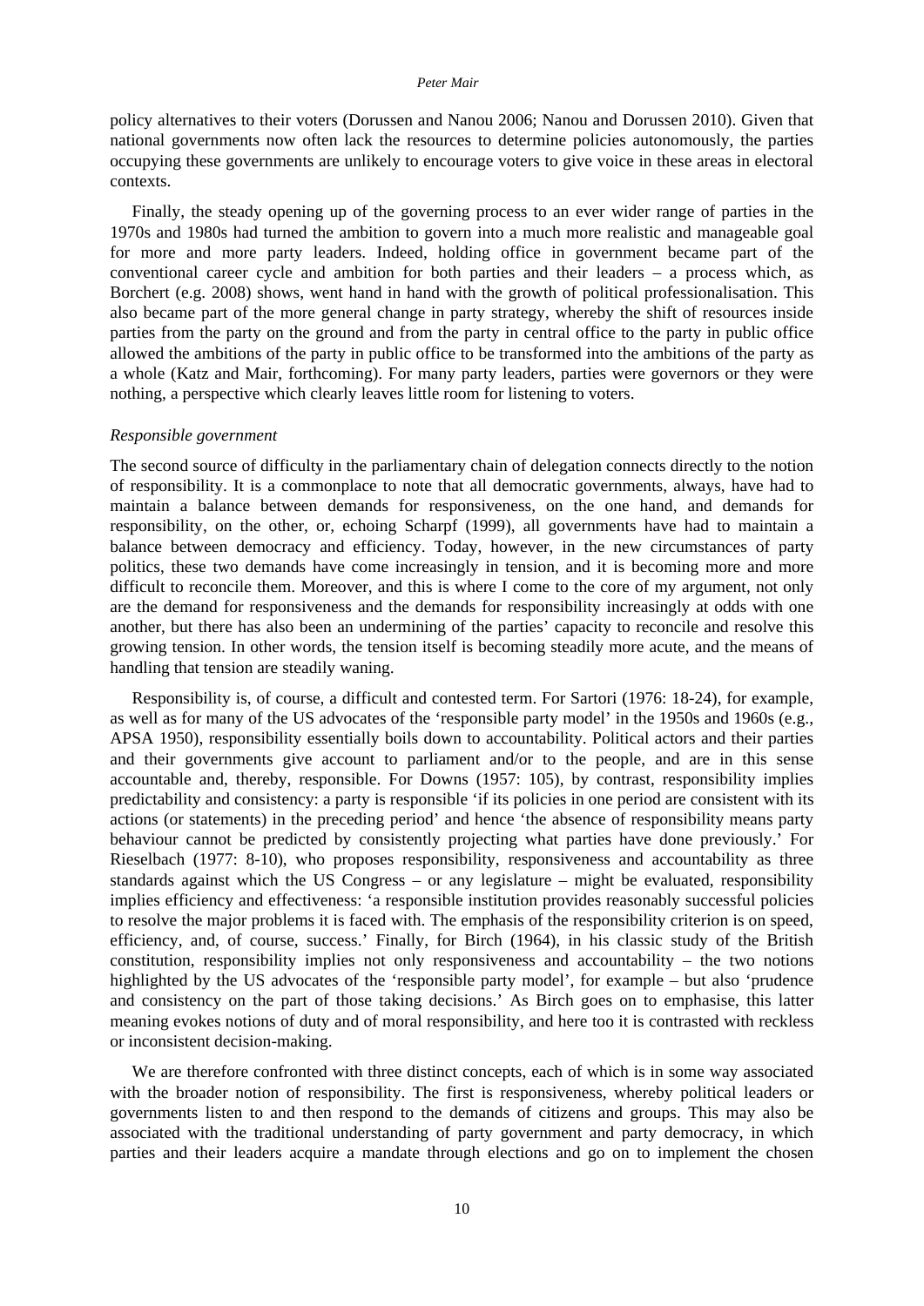policy alternatives to their voters (Dorussen and Nanou 2006; Nanou and Dorussen 2010). Given that national governments now often lack the resources to determine policies autonomously, the parties occupying these governments are unlikely to encourage voters to give voice in these areas in electoral contexts.

Finally, the steady opening up of the governing process to an ever wider range of parties in the 1970s and 1980s had turned the ambition to govern into a much more realistic and manageable goal for more and more party leaders. Indeed, holding office in government became part of the conventional career cycle and ambition for both parties and their leaders – a process which, as Borchert (e.g. 2008) shows, went hand in hand with the growth of political professionalisation. This also became part of the more general change in party strategy, whereby the shift of resources inside parties from the party on the ground and from the party in central office to the party in public office allowed the ambitions of the party in public office to be transformed into the ambitions of the party as a whole (Katz and Mair, forthcoming). For many party leaders, parties were governors or they were nothing, a perspective which clearly leaves little room for listening to voters.

*Responsible government*

The second source of difficulty in the parliamentary chain of delegation connects directly to the notion of responsibility. It is a commonplace to note that all democratic governments, always, have had to maintain a balance between demands for responsiveness, on the one hand, and demands for responsibility, on the other, or, echoing Scharpf (1999), all governments have had to maintain a balance between democracy and efficiency. Today, however, in the new circumstances of party politics, these two demands have come increasingly in tension, and it is becoming more and more difficult to reconcile them. Moreover, and this is where I come to the core of my argument, not only are the demand for responsiveness and the demands for responsibility increasingly at odds with one another, but there has also been an undermining of the parties' capacity to reconcile and resolve this growing tension. In other words, the tension itself is becoming steadily more acute, and the means of handling that tension are steadily waning.

Responsibility is, of course, a difficult and contested term. For Sartori (1976: 18-24), for example, as well as for many of the US advocates of the 'responsible party model' in the 1950s and 1960s (e.g., APSA 1950), responsibility essentially boils down to accountability. Political actors and their parties and their governments give account to parliament and/or to the people, and are in this sense accountable and, thereby, responsible. For Downs (1957: 105), by contrast, responsibility implies predictability and consistency: a party is responsible 'if its policies in one period are consistent with its actions (or statements) in the preceding period' and hence 'the absence of responsibility means party behaviour cannot be predicted by consistently projecting what parties have done previously.' For Rieselbach (1977: 8-10), who proposes responsibility, responsiveness and accountability as three standards against which the US Congress – or any legislature – might be evaluated, responsibility implies efficiency and effectiveness: 'a responsible institution provides reasonably successful policies to resolve the major problems it is faced with. The emphasis of the responsibility criterion is on speed, efficiency, and, of course, success.' Finally, for Birch (1964), in his classic study of the British constitution, responsibility implies not only responsiveness and accountability – the two notions highlighted by the US advocates of the 'responsible party model', for example – but also 'prudence and consistency on the part of those taking decisions.' As Birch goes on to emphasise, this latter meaning evokes notions of duty and of moral responsibility, and here too it is contrasted with reckless or inconsistent decision-making.

We are therefore confronted with three distinct concepts, each of which is in some way associated with the broader notion of responsibility. The first is responsiveness, whereby political leaders or governments listen to and then respond to the demands of citizens and groups. This may also be associated with the traditional understanding of party government and party democracy, in which parties and their leaders acquire a mandate through elections and go on to implement the chosen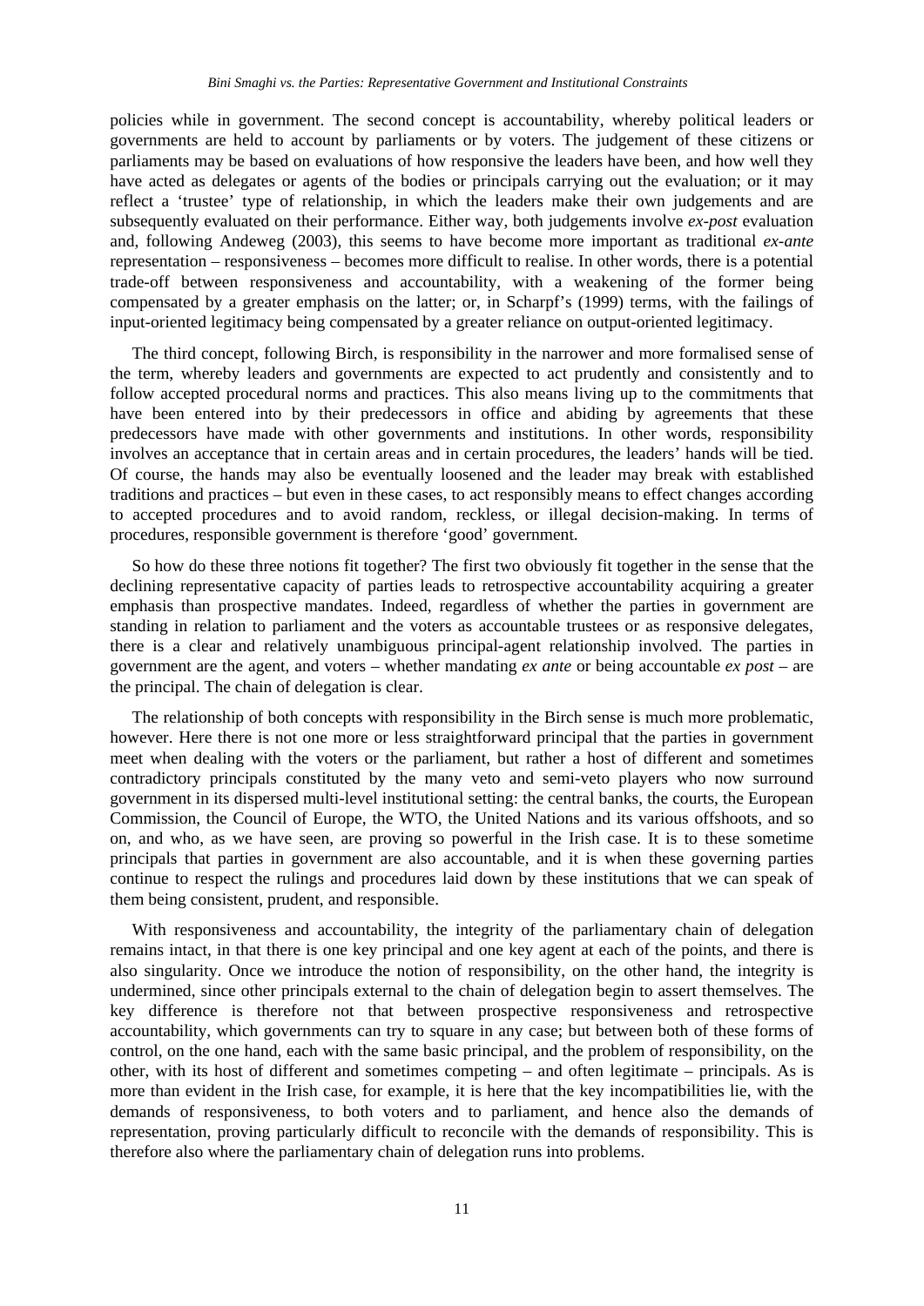policies while in government. The second concept is accountability, whereby political leaders or governments are held to account by parliaments or by voters. The judgement of these citizens or parliaments may be based on evaluations of how responsive the leaders have been, and how well they have acted as delegates or agents of the bodies or principals carrying out the evaluation; or it may reflect a 'trustee' type of relationship, in which the leaders make their own judgements and are subsequently evaluated on their performance. Either way, both judgements involve *ex-post* evaluation and, following Andeweg (2003), this seems to have become more important as traditional *ex-ante* representation – responsiveness – becomes more difficult to realise. In other words, there is a potential trade-off between responsiveness and accountability, with a weakening of the former being compensated by a greater emphasis on the latter; or, in Scharpf's (1999) terms, with the failings of input-oriented legitimacy being compensated by a greater reliance on output-oriented legitimacy.

The third concept, following Birch, is responsibility in the narrower and more formalised sense of the term, whereby leaders and governments are expected to act prudently and consistently and to follow accepted procedural norms and practices. This also means living up to the commitments that have been entered into by their predecessors in office and abiding by agreements that these predecessors have made with other governments and institutions. In other words, responsibility involves an acceptance that in certain areas and in certain procedures, the leaders' hands will be tied. Of course, the hands may also be eventually loosened and the leader may break with established traditions and practices – but even in these cases, to act responsibly means to effect changes according to accepted procedures and to avoid random, reckless, or illegal decision-making. In terms of procedures, responsible government is therefore 'good' government.

So how do these three notions fit together? The first two obviously fit together in the sense that the declining representative capacity of parties leads to retrospective accountability acquiring a greater emphasis than prospective mandates. Indeed, regardless of whether the parties in government are standing in relation to parliament and the voters as accountable trustees or as responsive delegates, there is a clear and relatively unambiguous principal-agent relationship involved. The parties in government are the agent, and voters – whether mandating *ex ante* or being accountable *ex post* – are the principal. The chain of delegation is clear.

The relationship of both concepts with responsibility in the Birch sense is much more problematic, however. Here there is not one more or less straightforward principal that the parties in government meet when dealing with the voters or the parliament, but rather a host of different and sometimes contradictory principals constituted by the many veto and semi-veto players who now surround government in its dispersed multi-level institutional setting: the central banks, the courts, the European Commission, the Council of Europe, the WTO, the United Nations and its various offshoots, and so on, and who, as we have seen, are proving so powerful in the Irish case. It is to these sometime principals that parties in government are also accountable, and it is when these governing parties continue to respect the rulings and procedures laid down by these institutions that we can speak of them being consistent, prudent, and responsible.

With responsiveness and accountability, the integrity of the parliamentary chain of delegation remains intact, in that there is one key principal and one key agent at each of the points, and there is also singularity. Once we introduce the notion of responsibility, on the other hand, the integrity is undermined, since other principals external to the chain of delegation begin to assert themselves. The key difference is therefore not that between prospective responsiveness and retrospective accountability, which governments can try to square in any case; but between both of these forms of control, on the one hand, each with the same basic principal, and the problem of responsibility, on the other, with its host of different and sometimes competing – and often legitimate – principals. As is more than evident in the Irish case, for example, it is here that the key incompatibilities lie, with the demands of responsiveness, to both voters and to parliament, and hence also the demands of representation, proving particularly difficult to reconcile with the demands of responsibility. This is therefore also where the parliamentary chain of delegation runs into problems.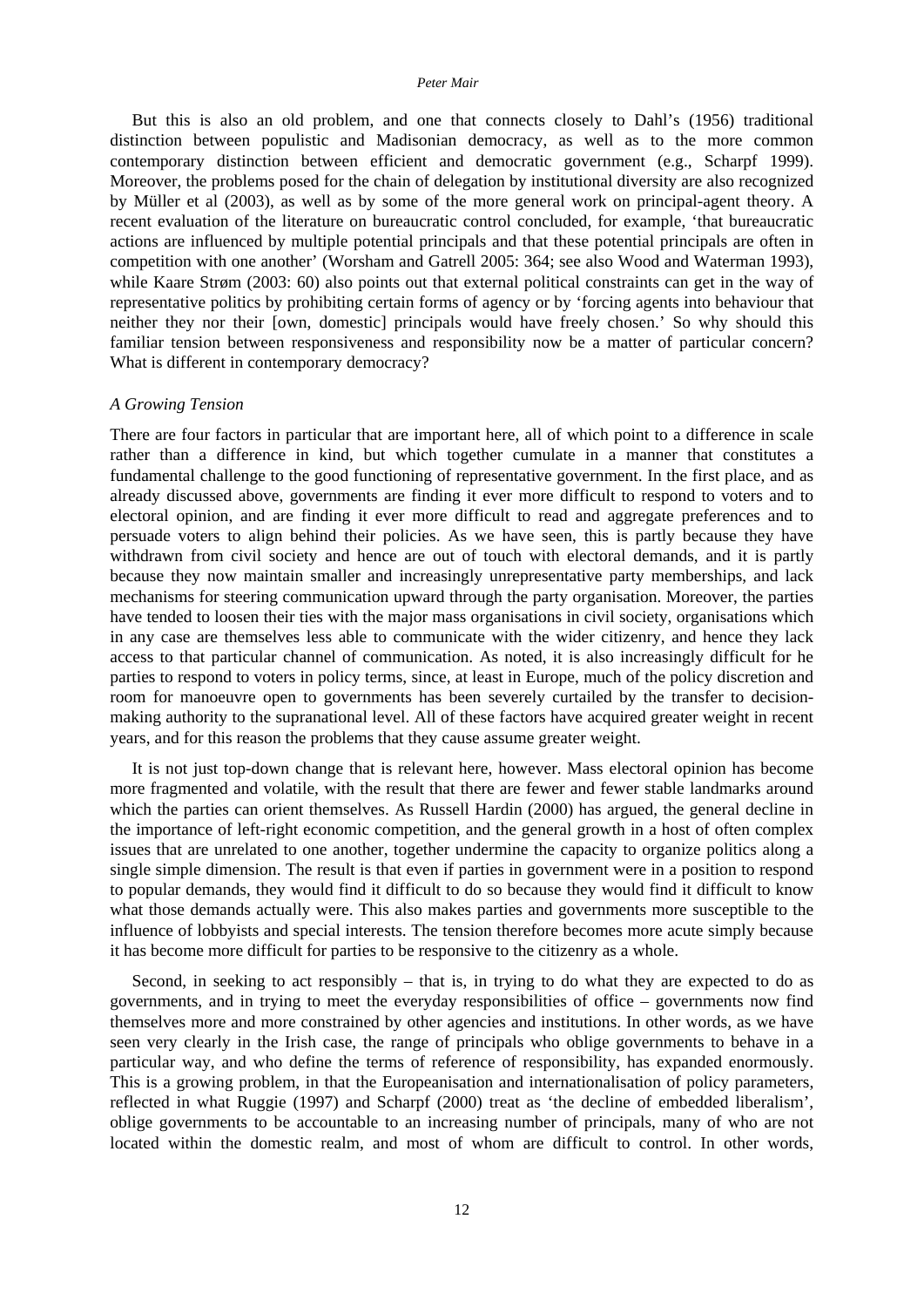But this is also an old problem, and one that connects closely to Dahl's (1956) traditional distinction between populistic and Madisonian democracy, as well as to the more common contemporary distinction between efficient and democratic government (e.g., Scharpf 1999). Moreover, the problems posed for the chain of delegation by institutional diversity are also recognized by Müller et al (2003), as well as by some of the more general work on principal-agent theory. A recent evaluation of the literature on bureaucratic control concluded, for example, 'that bureaucratic actions are influenced by multiple potential principals and that these potential principals are often in competition with one another' (Worsham and Gatrell 2005: 364; see also Wood and Waterman 1993), while Kaare Strøm (2003: 60) also points out that external political constraints can get in the way of representative politics by prohibiting certain forms of agency or by 'forcing agents into behaviour that neither they nor their [own, domestic] principals would have freely chosen.' So why should this familiar tension between responsiveness and responsibility now be a matter of particular concern? What is different in contemporary democracy?

*A Growing Tension*

There are four factors in particular that are important here, all of which point to a difference in scale rather than a difference in kind, but which together cumulate in a manner that constitutes a fundamental challenge to the good functioning of representative government. In the first place, and as already discussed above, governments are finding it ever more difficult to respond to voters and to electoral opinion, and are finding it ever more difficult to read and aggregate preferences and to persuade voters to align behind their policies. As we have seen, this is partly because they have withdrawn from civil society and hence are out of touch with electoral demands, and it is partly because they now maintain smaller and increasingly unrepresentative party memberships, and lack mechanisms for steering communication upward through the party organisation. Moreover, the parties have tended to loosen their ties with the major mass organisations in civil society, organisations which in any case are themselves less able to communicate with the wider citizenry, and hence they lack access to that particular channel of communication. As noted, it is also increasingly difficult for he parties to respond to voters in policy terms, since, at least in Europe, much of the policy discretion and room for manoeuvre open to governments has been severely curtailed by the transfer to decision-making authority to the supranational level. All of these factors have acquired greater weight in recent years, and for this reason the problems that they cause assume greater weight.

It is not just top-down change that is relevant here, however. Mass electoral opinion has become more fragmented and volatile, with the result that there are fewer and fewer stable landmarks around which the parties can orient themselves. As Russell Hardin (2000) has argued, the general decline in the importance of left-right economic competition, and the general growth in a host of often complex issues that are unrelated to one another, together undermine the capacity to organize politics along a single simple dimension. The result is that even if parties in government were in a position to respond to popular demands, they would find it difficult to do so because they would find it difficult to know what those demands actually were. This also makes parties and governments more susceptible to the influence of lobbyists and special interests. The tension therefore becomes more acute simply because it has become more difficult for parties to be responsive to the citizenry as a whole.

Second, in seeking to act responsibly – that is, in trying to do what they are expected to do as governments, and in trying to meet the everyday responsibilities of office – governments now find themselves more and more constrained by other agencies and institutions. In other words, as we have seen very clearly in the Irish case, the range of principals who oblige governments to behave in a particular way, and who define the terms of reference of responsibility, has expanded enormously. This is a growing problem, in that the Europeanisation and internationalisation of policy parameters, reflected in what Ruggie (1997) and Scharpf (2000) treat as 'the decline of embedded liberalism', oblige governments to be accountable to an increasing number of principals, many of who are not located within the domestic realm, and most of whom are difficult to control. In other words,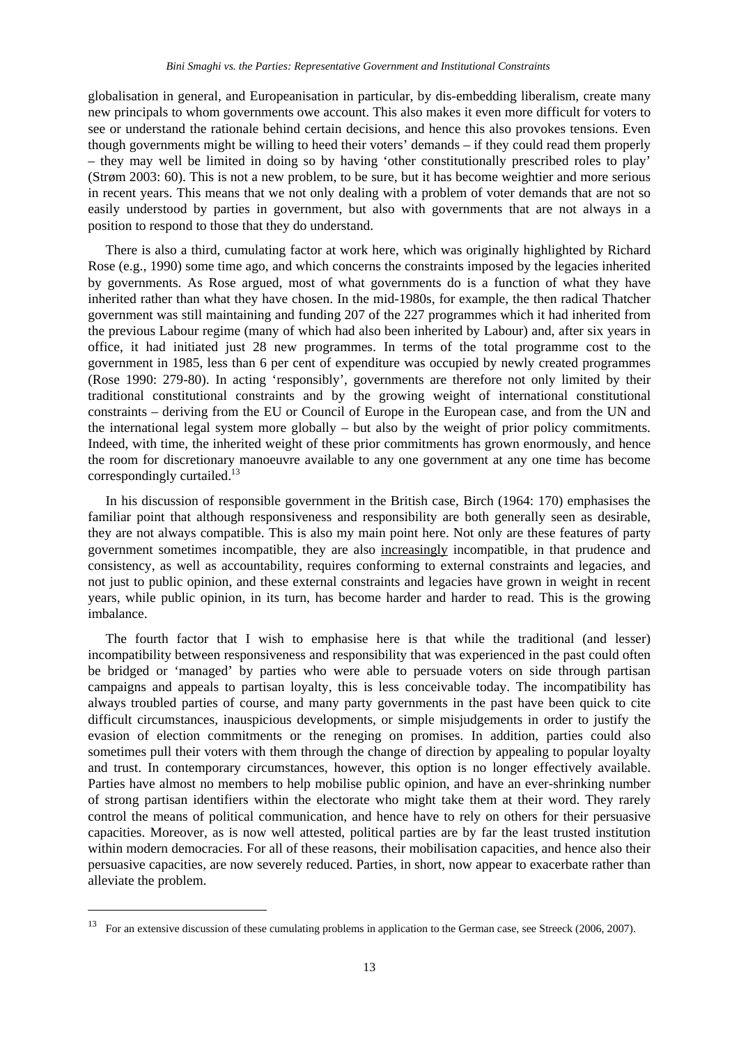globalisation in general, and Europeanisation in particular, by dis-embedding liberalism, create many new principals to whom governments owe account. This also makes it even more difficult for voters to see or understand the rationale behind certain decisions, and hence this also provokes tensions. Even though governments might be willing to heed their voters' demands – if they could read them properly – they may well be limited in doing so by having 'other constitutionally prescribed roles to play' (Strøm 2003: 60). This is not a new problem, to be sure, but it has become weightier and more serious in recent years. This means that we not only dealing with a problem of voter demands that are not so easily understood by parties in government, but also with governments that are not always in a position to respond to those that they do understand.

There is also a third, cumulating factor at work here, which was originally highlighted by Richard Rose (e.g., 1990) some time ago, and which concerns the constraints imposed by the legacies inherited by governments. As Rose argued, most of what governments do is a function of what they have inherited rather than what they have chosen. In the mid-1980s, for example, the then radical Thatcher government was still maintaining and funding 207 of the 227 programmes which it had inherited from the previous Labour regime (many of which had also been inherited by Labour) and, after six years in office, it had initiated just 28 new programmes. In terms of the total programme cost to the government in 1985, less than 6 per cent of expenditure was occupied by newly created programmes (Rose 1990: 279-80). In acting 'responsibly', governments are therefore not only limited by their traditional constitutional constraints and by the growing weight of international constitutional constraints – deriving from the EU or Council of Europe in the European case, and from the UN and the international legal system more globally – but also by the weight of prior policy commitments. Indeed, with time, the inherited weight of these prior commitments has grown enormously, and hence the room for discretionary manoeuvre available to any one government at any one time has become correspondingly curtailed.[13]

In his discussion of responsible government in the British case, Birch (1964: 170) emphasises the familiar point that although responsiveness and responsibility are both generally seen as desirable, they are not always compatible. This is also my main point here. Not only are these features of party government sometimes incompatible, they are also <u>increasingly</u> incompatible, in that prudence and consistency, as well as accountability, requires conforming to external constraints and legacies, and not just to public opinion, and these external constraints and legacies have grown in weight in recent years, while public opinion, in its turn, has become harder and harder to read. This is the growing imbalance.

The fourth factor that I wish to emphasise here is that while the traditional (and lesser) incompatibility between responsiveness and responsibility that was experienced in the past could often be bridged or 'managed' by parties who were able to persuade voters on side through partisan campaigns and appeals to partisan loyalty, this is less conceivable today. The incompatibility has always troubled parties of course, and many party governments in the past have been quick to cite difficult circumstances, inauspicious developments, or simple misjudgements in order to justify the evasion of election commitments or the reneging on promises. In addition, parties could also sometimes pull their voters with them through the change of direction by appealing to popular loyalty and trust. In contemporary circumstances, however, this option is no longer effectively available. Parties have almost no members to help mobilise public opinion, and have an ever-shrinking number of strong partisan identifiers within the electorate who might take them at their word. They rarely control the means of political communication, and hence have to rely on others for their persuasive capacities. Moreover, as is now well attested, political parties are by far the least trusted institution within modern democracies. For all of these reasons, their mobilisation capacities, and hence also their persuasive capacities, are now severely reduced. Parties, in short, now appear to exacerbate rather than alleviate the problem.

[13] For an extensive discussion of these cumulating problems in application to the German case, see Streeck (2006, 2007).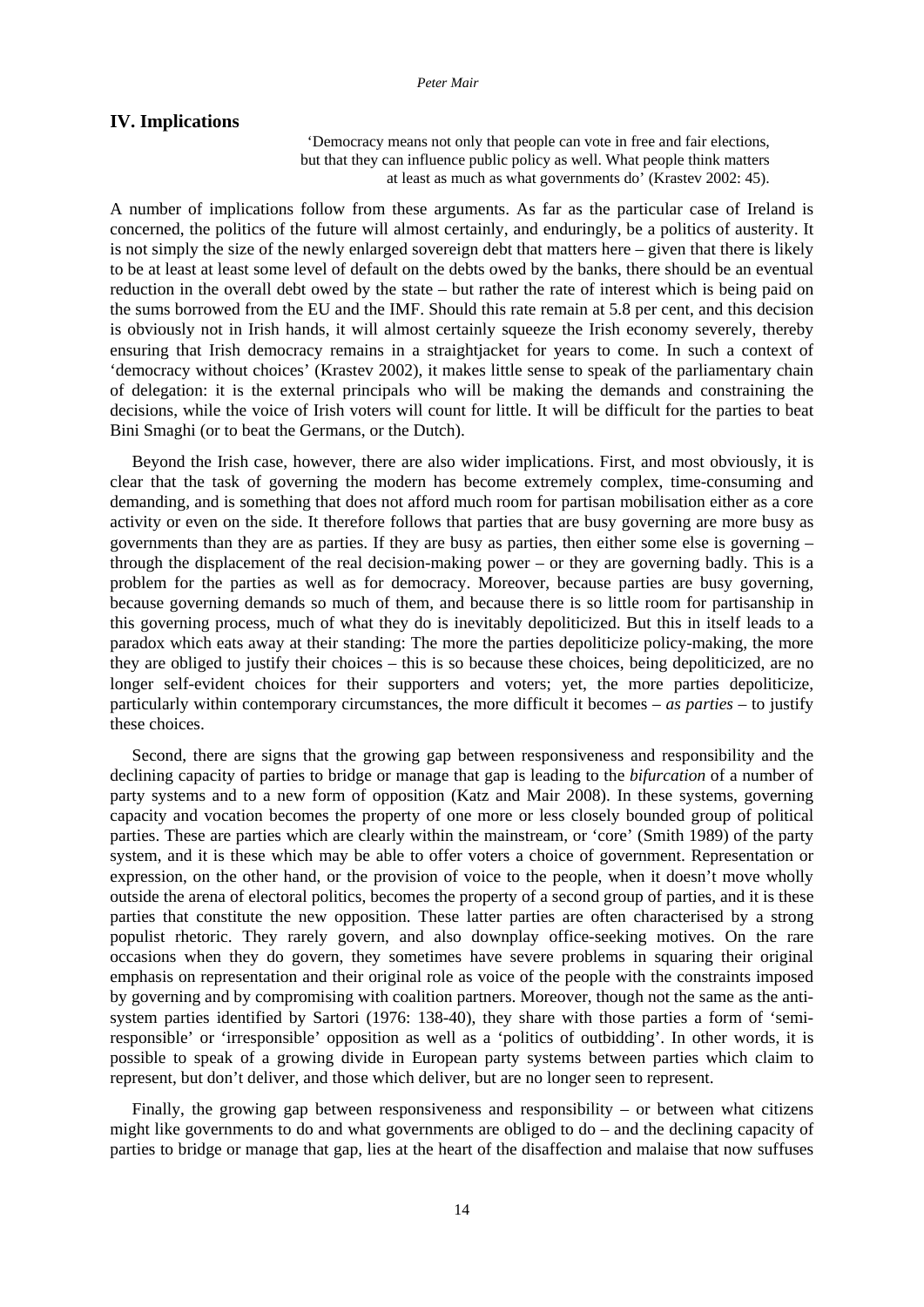## IV. Implications

> 'Democracy means not only that people can vote in free and fair elections, but that they can influence public policy as well. What people think matters at least as much as what governments do' (Krastev 2002: 45).

A number of implications follow from these arguments. As far as the particular case of Ireland is concerned, the politics of the future will almost certainly, and enduringly, be a politics of austerity. It is not simply the size of the newly enlarged sovereign debt that matters here – given that there is likely to be at least at least some level of default on the debts owed by the banks, there should be an eventual reduction in the overall debt owed by the state – but rather the rate of interest which is being paid on the sums borrowed from the EU and the IMF. Should this rate remain at 5.8 per cent, and this decision is obviously not in Irish hands, it will almost certainly squeeze the Irish economy severely, thereby ensuring that Irish democracy remains in a straightjacket for years to come. In such a context of 'democracy without choices' (Krastev 2002), it makes little sense to speak of the parliamentary chain of delegation: it is the external principals who will be making the demands and constraining the decisions, while the voice of Irish voters will count for little. It will be difficult for the parties to beat Bini Smaghi (or to beat the Germans, or the Dutch).

Beyond the Irish case, however, there are also wider implications. First, and most obviously, it is clear that the task of governing the modern has become extremely complex, time-consuming and demanding, and is something that does not afford much room for partisan mobilisation either as a core activity or even on the side. It therefore follows that parties that are busy governing are more busy as governments than they are as parties. If they are busy as parties, then either some else is governing – through the displacement of the real decision-making power – or they are governing badly. This is a problem for the parties as well as for democracy. Moreover, because parties are busy governing, because governing demands so much of them, and because there is so little room for partisanship in this governing process, much of what they do is inevitably depoliticized. But this in itself leads to a paradox which eats away at their standing: The more the parties depoliticize policy-making, the more they are obliged to justify their choices – this is so because these choices, being depoliticized, are no longer self-evident choices for their supporters and voters; yet, the more parties depoliticize, particularly within contemporary circumstances, the more difficult it becomes – *as parties* – to justify these choices.

Second, there are signs that the growing gap between responsiveness and responsibility and the declining capacity of parties to bridge or manage that gap is leading to the *bifurcation* of a number of party systems and to a new form of opposition (Katz and Mair 2008). In these systems, governing capacity and vocation becomes the property of one more or less closely bounded group of political parties. These are parties which are clearly within the mainstream, or 'core' (Smith 1989) of the party system, and it is these which may be able to offer voters a choice of government. Representation or expression, on the other hand, or the provision of voice to the people, when it doesn't move wholly outside the arena of electoral politics, becomes the property of a second group of parties, and it is these parties that constitute the new opposition. These latter parties are often characterised by a strong populist rhetoric. They rarely govern, and also downplay office-seeking motives. On the rare occasions when they do govern, they sometimes have severe problems in squaring their original emphasis on representation and their original role as voice of the people with the constraints imposed by governing and by compromising with coalition partners. Moreover, though not the same as the anti-system parties identified by Sartori (1976: 138-40), they share with those parties a form of 'semi-responsible' or 'irresponsible' opposition as well as a 'politics of outbidding'. In other words, it is possible to speak of a growing divide in European party systems between parties which claim to represent, but don't deliver, and those which deliver, but are no longer seen to represent.

Finally, the growing gap between responsiveness and responsibility – or between what citizens might like governments to do and what governments are obliged to do – and the declining capacity of parties to bridge or manage that gap, lies at the heart of the disaffection and malaise that now suffuses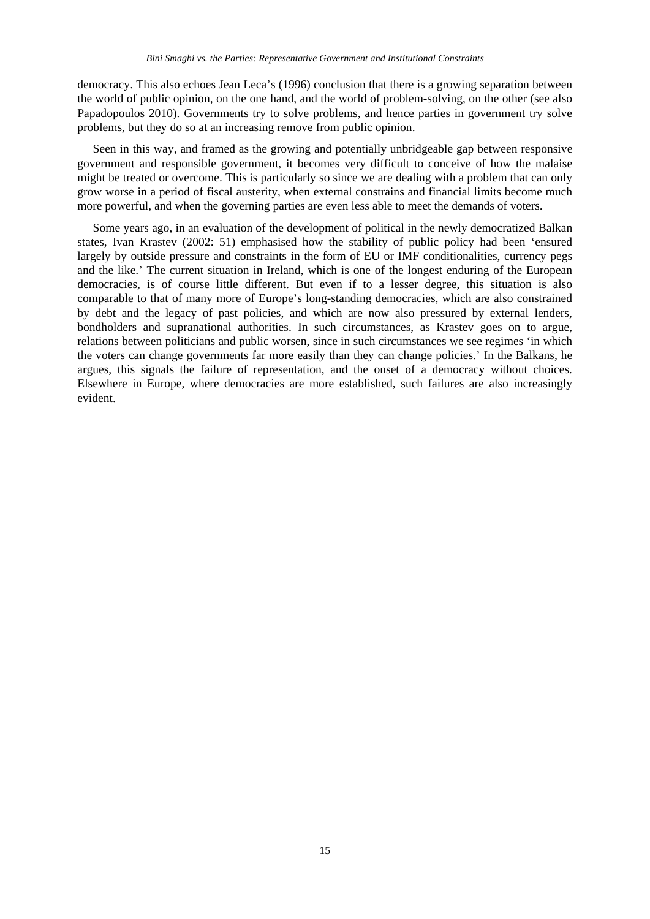democracy. This also echoes Jean Leca's (1996) conclusion that there is a growing separation between the world of public opinion, on the one hand, and the world of problem-solving, on the other (see also Papadopoulos 2010). Governments try to solve problems, and hence parties in government try solve problems, but they do so at an increasing remove from public opinion.

Seen in this way, and framed as the growing and potentially unbridgeable gap between responsive government and responsible government, it becomes very difficult to conceive of how the malaise might be treated or overcome. This is particularly so since we are dealing with a problem that can only grow worse in a period of fiscal austerity, when external constrains and financial limits become much more powerful, and when the governing parties are even less able to meet the demands of voters.

Some years ago, in an evaluation of the development of political in the newly democratized Balkan states, Ivan Krastev (2002: 51) emphasised how the stability of public policy had been 'ensured largely by outside pressure and constraints in the form of EU or IMF conditionalities, currency pegs and the like.' The current situation in Ireland, which is one of the longest enduring of the European democracies, is of course little different. But even if to a lesser degree, this situation is also comparable to that of many more of Europe's long-standing democracies, which are also constrained by debt and the legacy of past policies, and which are now also pressured by external lenders, bondholders and supranational authorities. In such circumstances, as Krastev goes on to argue, relations between politicians and public worsen, since in such circumstances we see regimes 'in which the voters can change governments far more easily than they can change policies.' In the Balkans, he argues, this signals the failure of representation, and the onset of a democracy without choices. Elsewhere in Europe, where democracies are more established, such failures are also increasingly evident.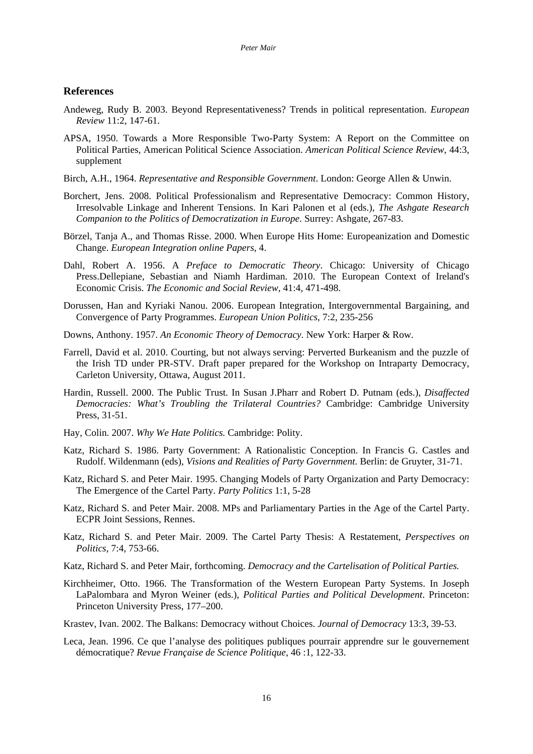## References

Andeweg, Rudy B. 2003. Beyond Representativeness? Trends in political representation. *European Review* 11:2, 147-61.

APSA, 1950. Towards a More Responsible Two-Party System: A Report on the Committee on Political Parties, American Political Science Association. *American Political Science Review*, 44:3, supplement

Birch, A.H., 1964. *Representative and Responsible Government*. London: George Allen & Unwin.

Borchert, Jens. 2008. Political Professionalism and Representative Democracy: Common History, Irresolvable Linkage and Inherent Tensions. In Kari Palonen et al (eds.), *The Ashgate Research Companion to the Politics of Democratization in Europe*. Surrey: Ashgate, 267-83.

Börzel, Tanja A., and Thomas Risse. 2000. When Europe Hits Home: Europeanization and Domestic Change. *European Integration online Papers*, 4.

Dahl, Robert A. 1956. A *Preface to Democratic Theory*. Chicago: University of Chicago Press.Dellepiane, Sebastian and Niamh Hardiman. 2010. The European Context of Ireland's Economic Crisis. *The Economic and Social Review*, 41:4, 471-498.

Dorussen, Han and Kyriaki Nanou. 2006. European Integration, Intergovernmental Bargaining, and Convergence of Party Programmes. *European Union Politics*, 7:2, 235-256

Downs, Anthony. 1957. *An Economic Theory of Democracy*. New York: Harper & Row.

Farrell, David et al. 2010. Courting, but not always serving: Perverted Burkeanism and the puzzle of the Irish TD under PR-STV. Draft paper prepared for the Workshop on Intraparty Democracy, Carleton University, Ottawa, August 2011.

Hardin, Russell. 2000. The Public Trust. In Susan J.Pharr and Robert D. Putnam (eds.), *Disaffected Democracies: What's Troubling the Trilateral Countries?* Cambridge: Cambridge University Press, 31-51.

Hay, Colin. 2007. *Why We Hate Politics.* Cambridge: Polity.

Katz, Richard S. 1986. Party Government: A Rationalistic Conception. In Francis G. Castles and Rudolf. Wildenmann (eds), *Visions and Realities of Party Government*. Berlin: de Gruyter, 31-71.

Katz, Richard S. and Peter Mair. 1995. Changing Models of Party Organization and Party Democracy: The Emergence of the Cartel Party. *Party Politics* 1:1, 5-28

Katz, Richard S. and Peter Mair. 2008. MPs and Parliamentary Parties in the Age of the Cartel Party. ECPR Joint Sessions, Rennes.

Katz, Richard S. and Peter Mair. 2009. The Cartel Party Thesis: A Restatement, *Perspectives on Politics*, 7:4, 753-66.

Katz, Richard S. and Peter Mair, forthcoming. *Democracy and the Cartelisation of Political Parties.*

Kirchheimer, Otto. 1966. The Transformation of the Western European Party Systems. In Joseph LaPalombara and Myron Weiner (eds.), *Political Parties and Political Development*. Princeton: Princeton University Press, 177–200.

Krastev, Ivan. 2002. The Balkans: Democracy without Choices. *Journal of Democracy* 13:3, 39-53.

Leca, Jean. 1996. Ce que l'analyse des politiques publiques pourrair apprendre sur le gouvernement démocratique? *Revue Française de Science Politique*, 46 :1, 122-33.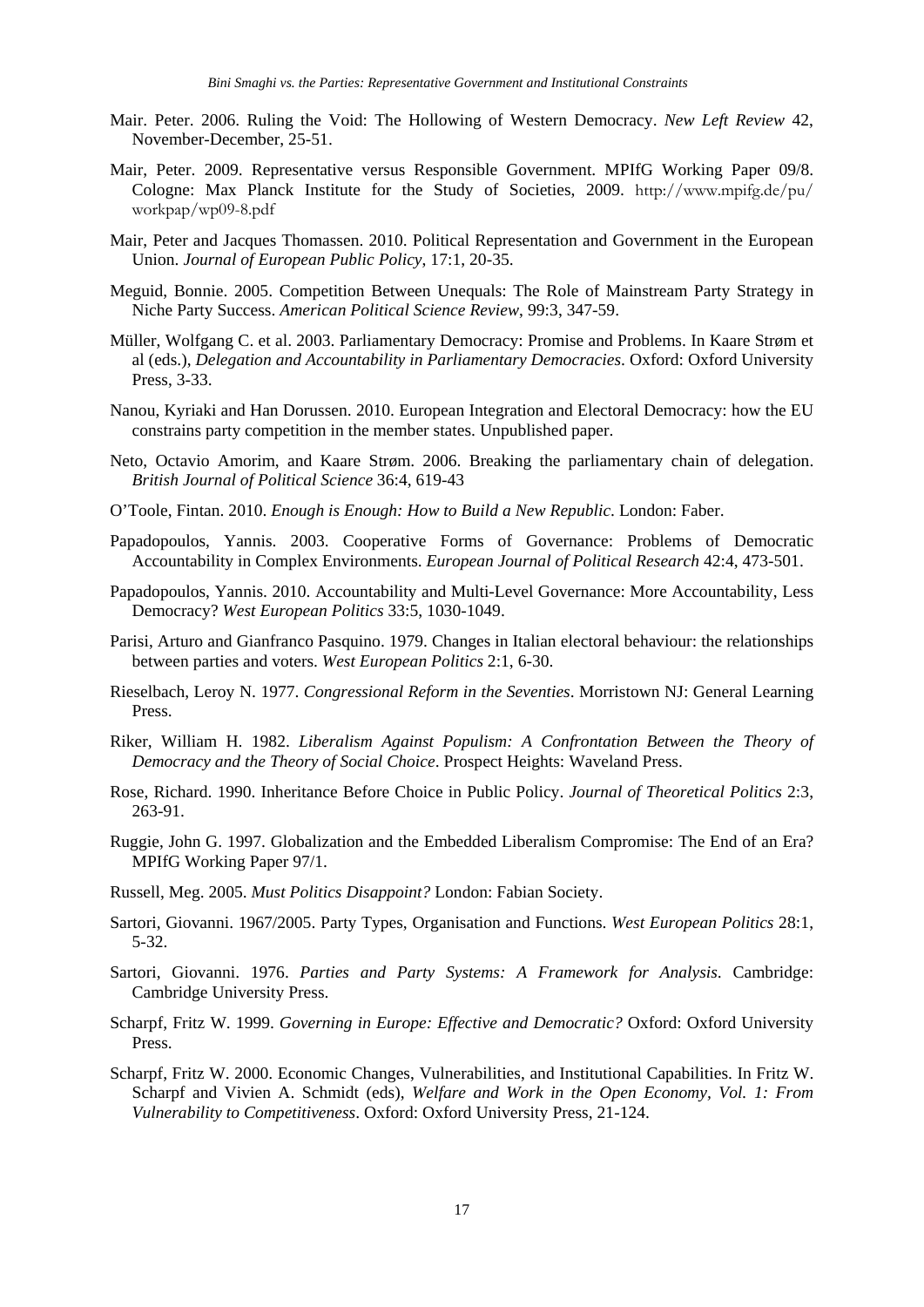Mair. Peter. 2006. Ruling the Void: The Hollowing of Western Democracy. *New Left Review* 42, November-December, 25-51.

Mair, Peter. 2009. Representative versus Responsible Government. MPIfG Working Paper 09/8. Cologne: Max Planck Institute for the Study of Societies, 2009. http://www.mpifg.de/pu/workpap/wp09-8.pdf

Mair, Peter and Jacques Thomassen. 2010. Political Representation and Government in the European Union. *Journal of European Public Policy*, 17:1, 20-35.

Meguid, Bonnie. 2005. Competition Between Unequals: The Role of Mainstream Party Strategy in Niche Party Success. *American Political Science Review*, 99:3, 347-59.

Müller, Wolfgang C. et al. 2003. Parliamentary Democracy: Promise and Problems. In Kaare Strøm et al (eds.), *Delegation and Accountability in Parliamentary Democracies*. Oxford: Oxford University Press, 3-33.

Nanou, Kyriaki and Han Dorussen. 2010. European Integration and Electoral Democracy: how the EU constrains party competition in the member states. Unpublished paper.

Neto, Octavio Amorim, and Kaare Strøm. 2006. Breaking the parliamentary chain of delegation. *British Journal of Political Science* 36:4, 619-43

O'Toole, Fintan. 2010. *Enough is Enough: How to Build a New Republic*. London: Faber.

Papadopoulos, Yannis. 2003. Cooperative Forms of Governance: Problems of Democratic Accountability in Complex Environments. *European Journal of Political Research* 42:4, 473-501.

Papadopoulos, Yannis. 2010. Accountability and Multi-Level Governance: More Accountability, Less Democracy? *West European Politics* 33:5, 1030-1049.

Parisi, Arturo and Gianfranco Pasquino. 1979. Changes in Italian electoral behaviour: the relationships between parties and voters. *West European Politics* 2:1, 6-30.

Rieselbach, Leroy N. 1977. *Congressional Reform in the Seventies*. Morristown NJ: General Learning Press.

Riker, William H. 1982. *Liberalism Against Populism: A Confrontation Between the Theory of Democracy and the Theory of Social Choice*. Prospect Heights: Waveland Press.

Rose, Richard. 1990. Inheritance Before Choice in Public Policy. *Journal of Theoretical Politics* 2:3, 263-91.

Ruggie, John G. 1997. Globalization and the Embedded Liberalism Compromise: The End of an Era? MPIfG Working Paper 97/1.

Russell, Meg. 2005. *Must Politics Disappoint?* London: Fabian Society.

Sartori, Giovanni. 1967/2005. Party Types, Organisation and Functions. *West European Politics* 28:1, 5-32.

Sartori, Giovanni. 1976. *Parties and Party Systems: A Framework for Analysis*. Cambridge: Cambridge University Press.

Scharpf, Fritz W. 1999. *Governing in Europe: Effective and Democratic?* Oxford: Oxford University Press.

Scharpf, Fritz W. 2000. Economic Changes, Vulnerabilities, and Institutional Capabilities. In Fritz W. Scharpf and Vivien A. Schmidt (eds), *Welfare and Work in the Open Economy, Vol. 1: From Vulnerability to Competitiveness*. Oxford: Oxford University Press, 21-124.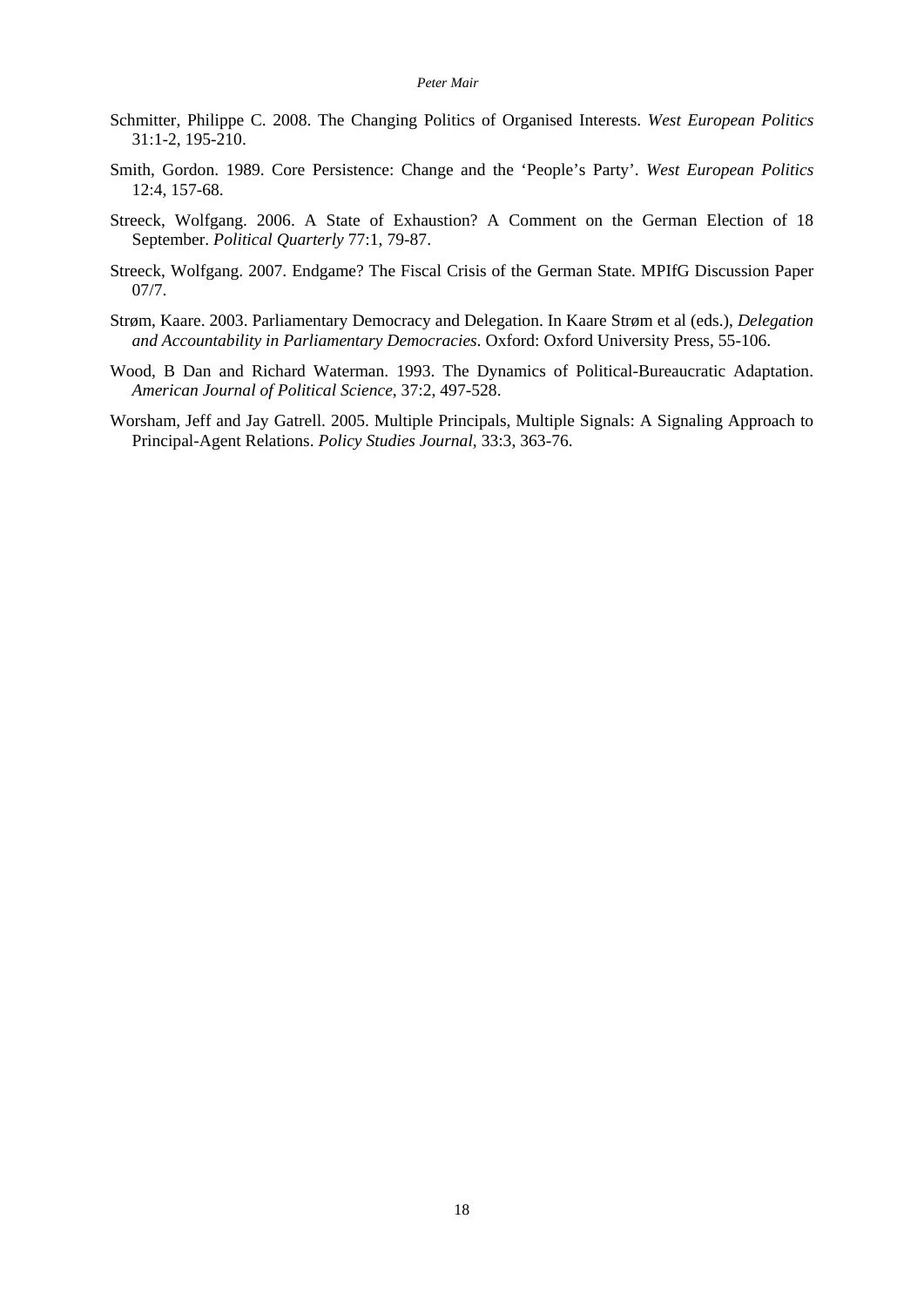Schmitter, Philippe C. 2008. The Changing Politics of Organised Interests. *West European Politics* 31:1-2, 195-210.

Smith, Gordon. 1989. Core Persistence: Change and the 'People's Party'. *West European Politics* 12:4, 157-68.

Streeck, Wolfgang. 2006. A State of Exhaustion? A Comment on the German Election of 18 September. *Political Quarterly* 77:1, 79-87.

Streeck, Wolfgang. 2007. Endgame? The Fiscal Crisis of the German State. MPIfG Discussion Paper 07/7.

Strøm, Kaare. 2003. Parliamentary Democracy and Delegation. In Kaare Strøm et al (eds.), *Delegation and Accountability in Parliamentary Democracies*. Oxford: Oxford University Press, 55-106.

Wood, B Dan and Richard Waterman. 1993. The Dynamics of Political-Bureaucratic Adaptation. *American Journal of Political Science*, 37:2, 497-528.

Worsham, Jeff and Jay Gatrell. 2005. Multiple Principals, Multiple Signals: A Signaling Approach to Principal-Agent Relations. *Policy Studies Journal*, 33:3, 363-76.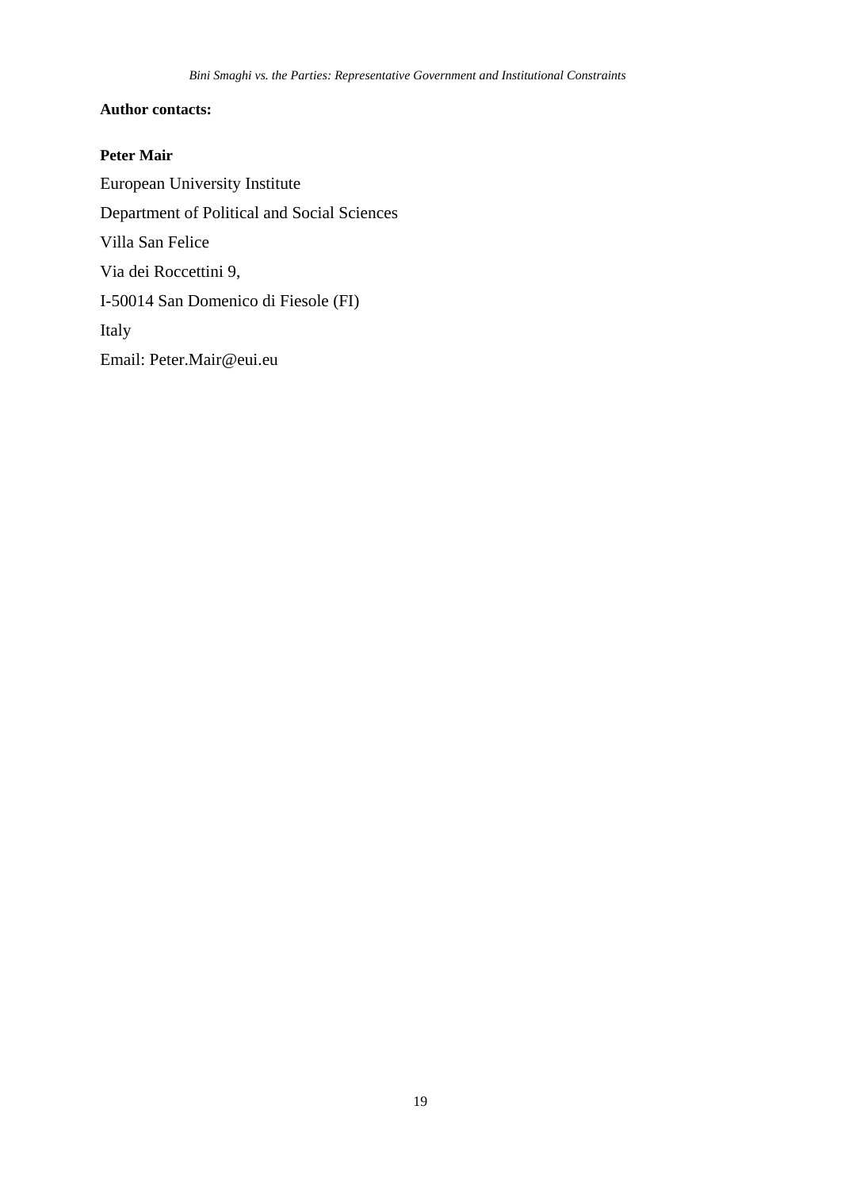**Author contacts:**

**Peter Mair**

European University Institute

Department of Political and Social Sciences

Villa San Felice

Via dei Roccettini 9,

I-50014 San Domenico di Fiesole (FI)

Italy

Email: Peter.Mair@eui.eu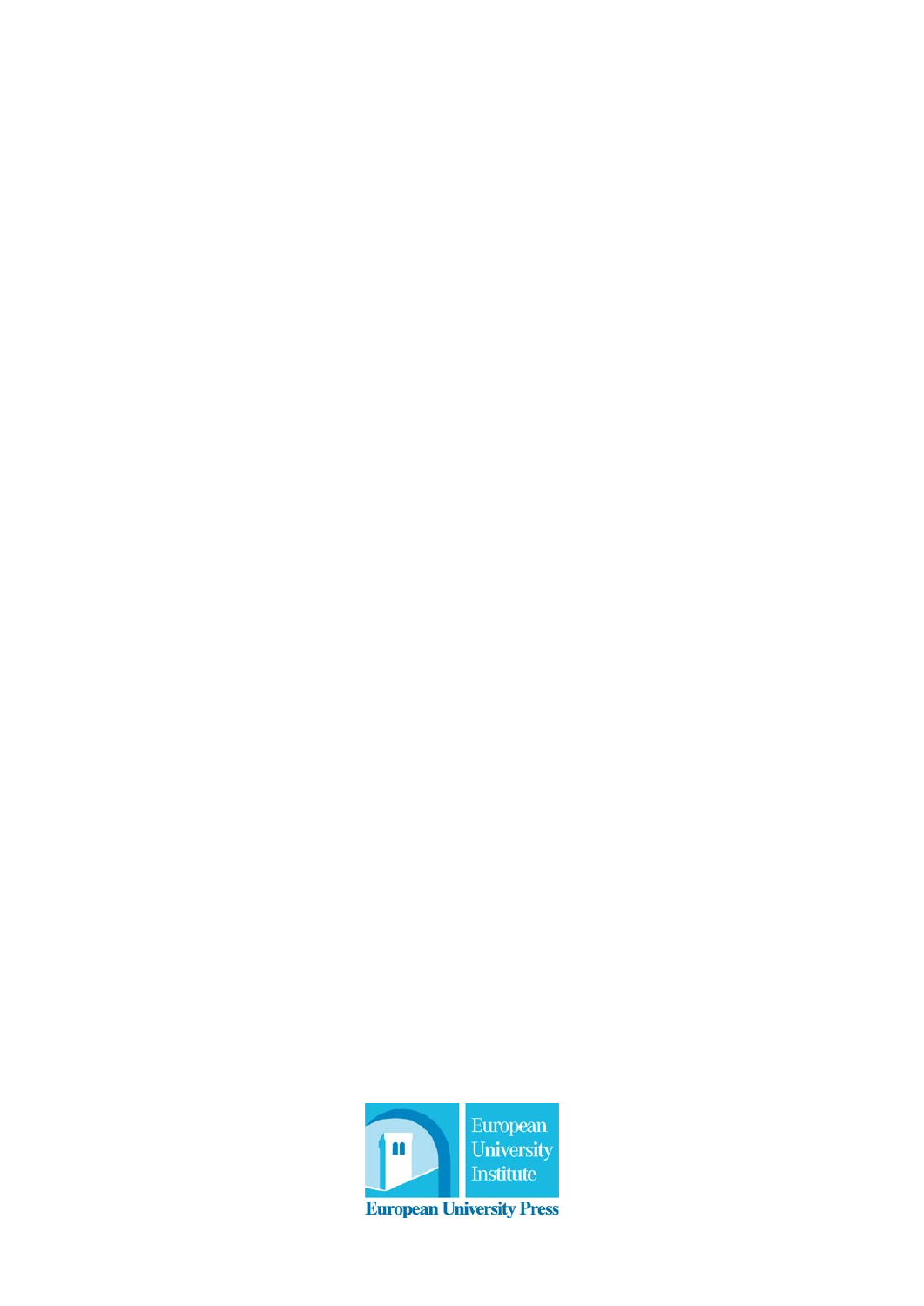European
University
Institute

European University Press